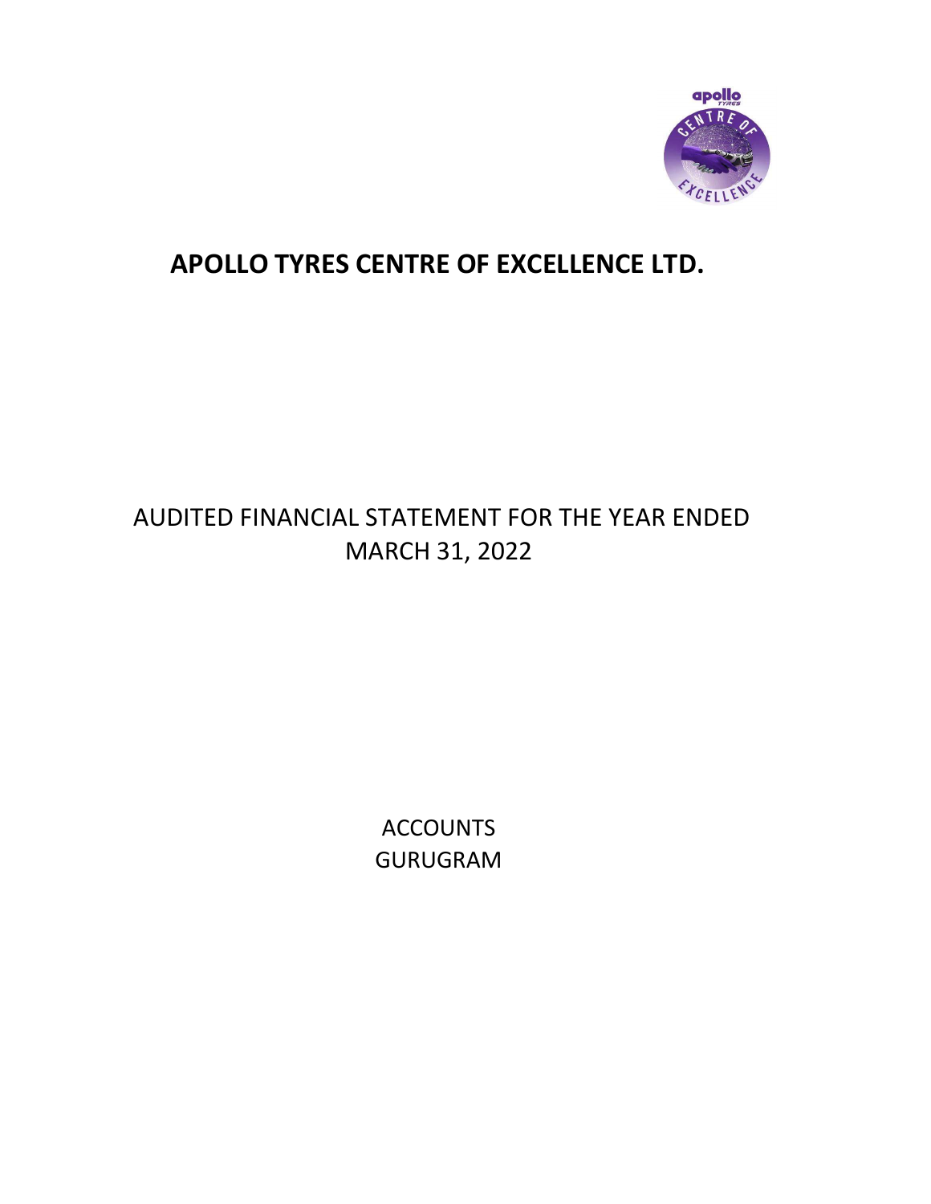# APOLLO TYRES CENTRE OF EXCELLENCE LTD.

AUDITED FINANCIAL STATEMENT FOR THE YEAR ENDED MARCH 31, 2022

ACCOUNTS
GURUGRAM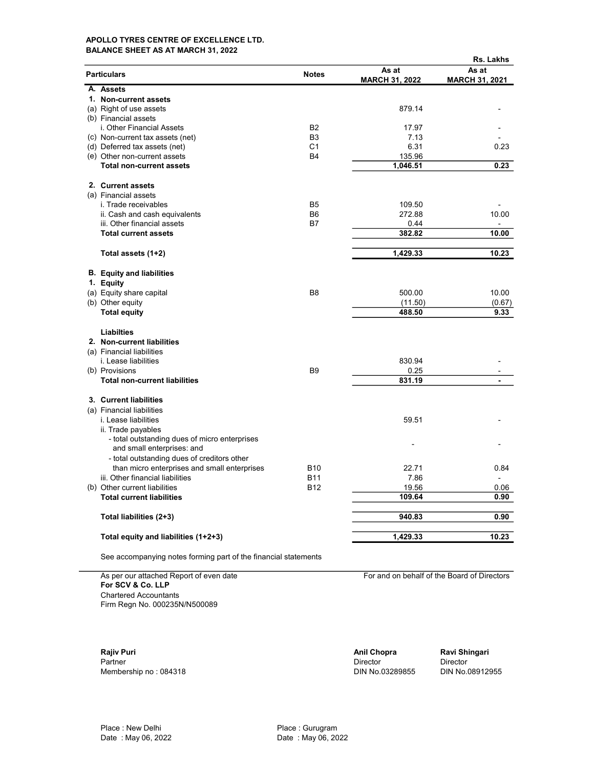**APOLLO TYRES CENTRE OF EXCELLENCE LTD.**
**BALANCE SHEET AS AT MARCH 31, 2022**

Rs. Lakhs

| Particulars | Notes | As at MARCH 31, 2022 | As at MARCH 31, 2021 |
|---|---|---|---|
| **A. Assets** | | | |
| **1. Non-current assets** | | | |
| (a) Right of use assets | | 879.14 | - |
| (b) Financial assets | | | |
| i. Other Financial Assets | B2 | 17.97 | - |
| (c) Non-current tax assets (net) | B3 | 7.13 | - |
| (d) Deferred tax assets (net) | C1 | 6.31 | 0.23 |
| (e) Other non-current assets | B4 | 135.96 | |
| **Total non-current assets** | | **1,046.51** | **0.23** |
| **2. Current assets** | | | |
| (a) Financial assets | | | |
| i. Trade receivables | B5 | 109.50 | - |
| ii. Cash and cash equivalents | B6 | 272.88 | 10.00 |
| iii. Other financial assets | B7 | 0.44 | - |
| **Total current assets** | | **382.82** | **10.00** |
| **Total assets (1+2)** | | **1,429.33** | **10.23** |
| **B. Equity and liabilities** | | | |
| **1. Equity** | | | |
| (a) Equity share capital | B8 | 500.00 | 10.00 |
| (b) Other equity | | (11.50) | (0.67) |
| **Total equity** | | **488.50** | **9.33** |
| **Liabilties** | | | |
| **2. Non-current liabilities** | | | |
| (a) Financial liabilities | | | |
| i. Lease liabilities | | 830.94 | - |
| (b) Provisions | B9 | 0.25 | - |
| **Total non-current liabilities** | | **831.19** | **-** |
| **3. Current liabilities** | | | |
| (a) Financial liabilities | | | |
| i. Lease liabilities | | 59.51 | - |
| ii. Trade payables | | | |
| - total outstanding dues of micro enterprises and small enterprises: and | | - | - |
| - total outstanding dues of creditors other than micro enterprises and small enterprises | B10 | 22.71 | 0.84 |
| iii. Other financial liabilities | B11 | 7.86 | - |
| (b) Other current liabilities | B12 | 19.56 | 0.06 |
| **Total current liabilities** | | **109.64** | **0.90** |
| **Total liabilities (2+3)** | | **940.83** | **0.90** |
| **Total equity and liabilities (1+2+3)** | | **1,429.33** | **10.23** |

See accompanying notes forming part of the financial statements

As per our attached Report of even date
**For SCV & Co. LLP**
Chartered Accountants
Firm Regn No. 000235N/N500089

For and on behalf of the Board of Directors

**Rajiv Puri**
Partner
Membership no : 084318

**Anil Chopra**
Director
DIN No.03289855

**Ravi Shingari**
Director
DIN No.08912955

Place : New Delhi
Date : May 06, 2022

Place : Gurugram
Date : May 06, 2022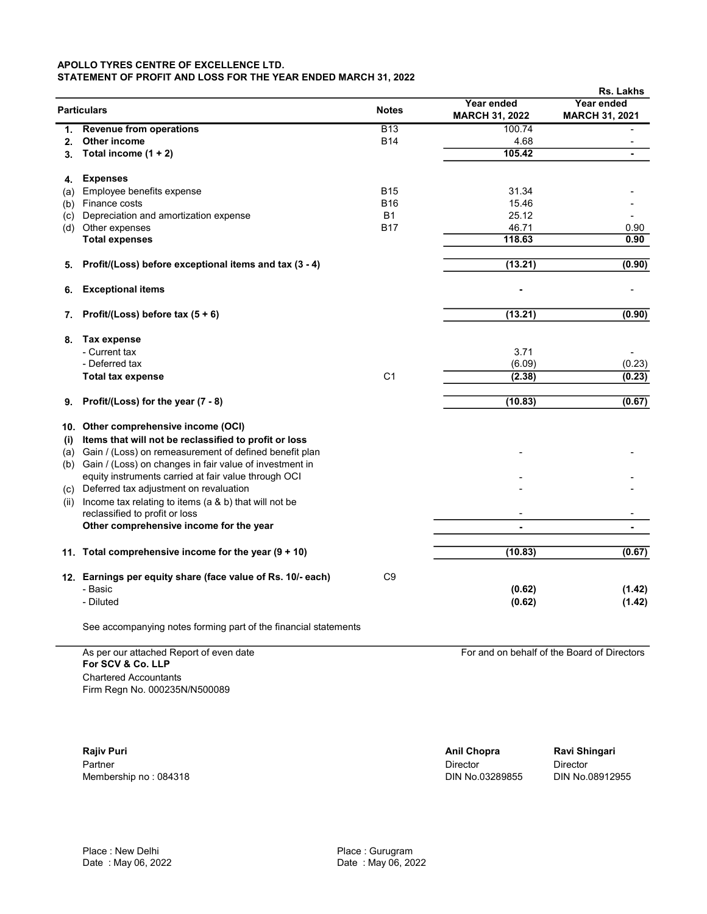**APOLLO TYRES CENTRE OF EXCELLENCE LTD.**
**STATEMENT OF PROFIT AND LOSS FOR THE YEAR ENDED MARCH 31, 2022**

Rs. Lakhs

| | Particulars | Notes | Year ended MARCH 31, 2022 | Year ended MARCH 31, 2021 |
|---|---|---|---|---|
| 1. | **Revenue from operations** | B13 | 100.74 | - |
| 2. | **Other income** | B14 | 4.68 | - |
| 3. | **Total income (1 + 2)** | | **105.42** | **-** |
| 4. | **Expenses** | | | |
| (a) | Employee benefits expense | B15 | 31.34 | - |
| (b) | Finance costs | B16 | 15.46 | - |
| (c) | Depreciation and amortization expense | B1 | 25.12 | - |
| (d) | Other expenses | B17 | 46.71 | 0.90 |
| | **Total expenses** | | **118.63** | **0.90** |
| 5. | **Profit/(Loss) before exceptional items and tax (3 - 4)** | | **(13.21)** | **(0.90)** |
| 6. | **Exceptional items** | | **-** | - |
| 7. | **Profit/(Loss) before tax (5 + 6)** | | **(13.21)** | **(0.90)** |
| 8. | **Tax expense** | | | |
| | - Current tax | | 3.71 | - |
| | - Deferred tax | | (6.09) | (0.23) |
| | **Total tax expense** | C1 | **(2.38)** | **(0.23)** |
| 9. | **Profit/(Loss) for the year (7 - 8)** | | **(10.83)** | **(0.67)** |
| 10. | **Other comprehensive income (OCI)** | | | |
| (i) | **Items that will not be reclassified to profit or loss** | | | |
| (a) | Gain / (Loss) on remeasurement of defined benefit plan | | - | - |
| (b) | Gain / (Loss) on changes in fair value of investment in equity instruments carried at fair value through OCI | | - | - |
| (c) | Deferred tax adjustment on revaluation | | - | - |
| (ii) | Income tax relating to items (a & b) that will not be reclassified to profit or loss | | - | - |
| | **Other comprehensive income for the year** | | **-** | **-** |
| 11. | **Total comprehensive income for the year (9 + 10)** | | **(10.83)** | **(0.67)** |
| 12. | **Earnings per equity share (face value of Rs. 10/- each)** | C9 | | |
| | - Basic | | **(0.62)** | **(1.42)** |
| | - Diluted | | **(0.62)** | **(1.42)** |

See accompanying notes forming part of the financial statements

As per our attached Report of even date
**For SCV & Co. LLP**
Chartered Accountants
Firm Regn No. 000235N/N500089

For and on behalf of the Board of Directors

**Rajiv Puri**
Partner
Membership no : 084318

**Anil Chopra**
Director
DIN No.03289855

**Ravi Shingari**
Director
DIN No.08912955

Place : New Delhi
Date : May 06, 2022

Place : Gurugram
Date : May 06, 2022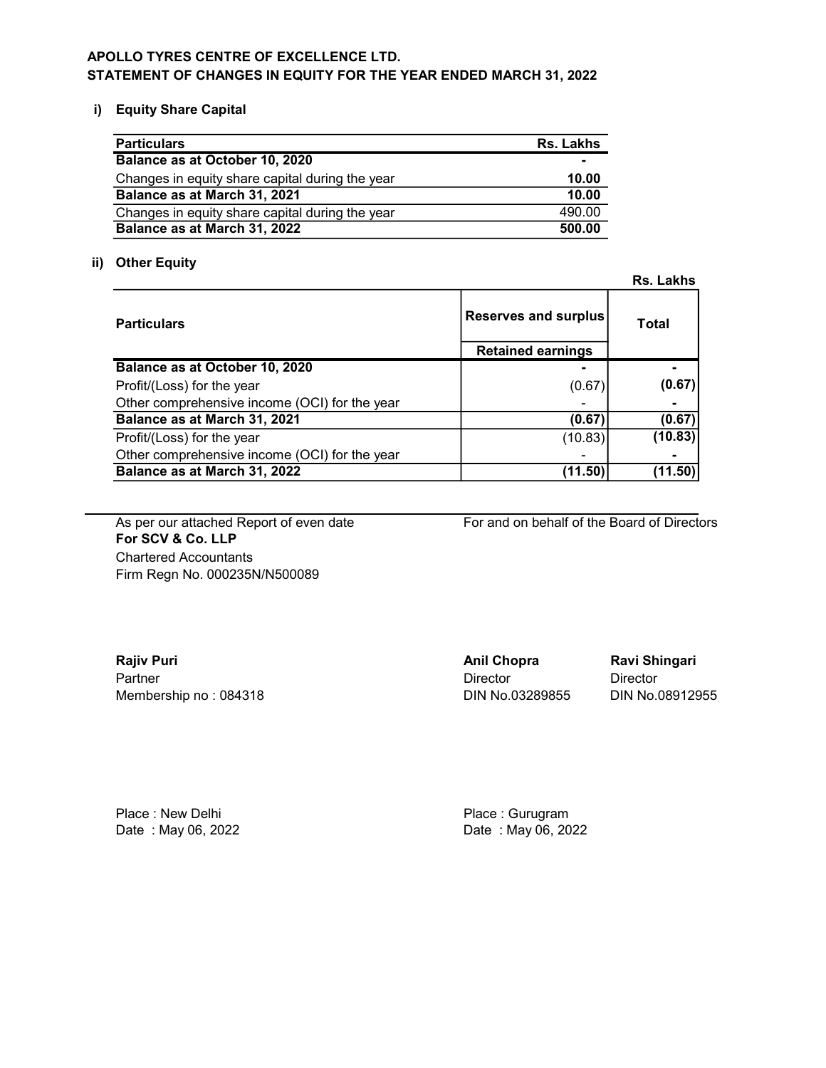**APOLLO TYRES CENTRE OF EXCELLENCE LTD.**
**STATEMENT OF CHANGES IN EQUITY FOR THE YEAR ENDED MARCH 31, 2022**

**i) Equity Share Capital**

| Particulars | Rs. Lakhs |
|---|---|
| **Balance as at October 10, 2020** | **-** |
| Changes in equity share capital during the year | **10.00** |
| **Balance as at March 31, 2021** | **10.00** |
| Changes in equity share capital during the year | 490.00 |
| **Balance as at March 31, 2022** | **500.00** |

**ii) Other Equity**

**Rs. Lakhs**

| Particulars | Reserves and surplus | Total |
|---|---|---|
| | Retained earnings | |
| **Balance as at October 10, 2020** | **-** | **-** |
| Profit/(Loss) for the year | (0.67) | **(0.67)** |
| Other comprehensive income (OCI) for the year | - | **-** |
| **Balance as at March 31, 2021** | **(0.67)** | **(0.67)** |
| Profit/(Loss) for the year | (10.83) | **(10.83)** |
| Other comprehensive income (OCI) for the year | - | **-** |
| **Balance as at March 31, 2022** | **(11.50)** | **(11.50)** |

As per our attached Report of even date
**For SCV & Co. LLP**
Chartered Accountants
Firm Regn No. 000235N/N500089

For and on behalf of the Board of Directors

**Rajiv Puri**
Partner
Membership no : 084318

**Anil Chopra**
Director
DIN No.03289855

**Ravi Shingari**
Director
DIN No.08912955

Place : New Delhi
Date : May 06, 2022

Place : Gurugram
Date : May 06, 2022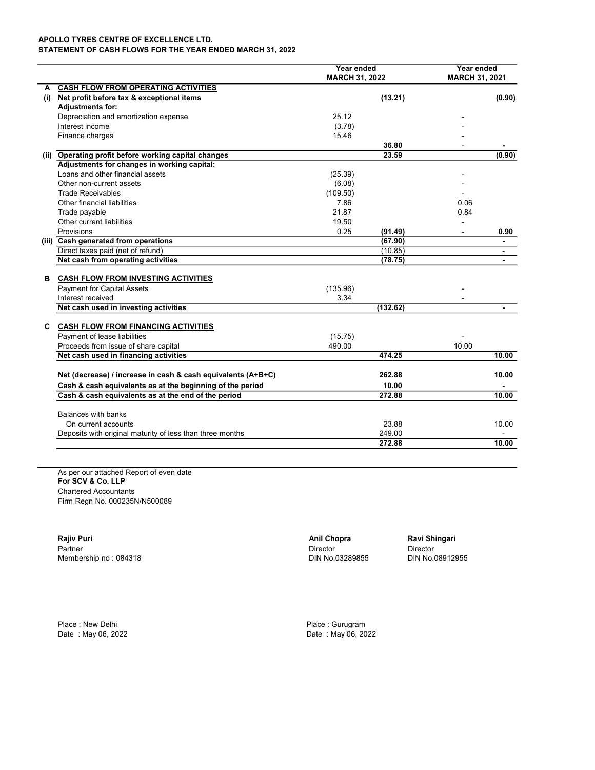**APOLLO TYRES CENTRE OF EXCELLENCE LTD.**
**STATEMENT OF CASH FLOWS FOR THE YEAR ENDED MARCH 31, 2022**

| | | Year ended MARCH 31, 2022 | | Year ended MARCH 31, 2021 | |
|---|---|---|---|---|---|
| **A** | **CASH FLOW FROM OPERATING ACTIVITIES** | | | | |
| **(i)** | **Net profit before tax & exceptional items** | | **(13.21)** | | **(0.90)** |
| | **Adjustments for:** | | | | |
| | Depreciation and amortization expense | 25.12 | | - | |
| | Interest income | (3.78) | | - | |
| | Finance charges | 15.46 | | - | |
| | | | **36.80** | - | **-** |
| **(ii)** | **Operating profit before working capital changes** | | **23.59** | | **(0.90)** |
| | **Adjustments for changes in working capital:** | | | | |
| | Loans and other financial assets | (25.39) | | - | |
| | Other non-current assets | (6.08) | | - | |
| | Trade Receivables | (109.50) | | - | |
| | Other financial liabilities | 7.86 | | 0.06 | |
| | Trade payable | 21.87 | | 0.84 | |
| | Other current liabilities | 19.50 | | - | |
| | Provisions | 0.25 | **(91.49)** | - | **0.90** |
| **(iii)** | **Cash generated from operations** | | **(67.90)** | | **-** |
| | Direct taxes paid (net of refund) | | (10.85) | | - |
| | **Net cash from operating activities** | | **(78.75)** | | **-** |
| | | | | | |
| **B** | **CASH FLOW FROM INVESTING ACTIVITIES** | | | | |
| | Payment for Capital Assets | (135.96) | | - | |
| | Interest received | 3.34 | | - | |
| | **Net cash used in investing activities** | | **(132.62)** | | **-** |
| | | | | | |
| **C** | **CASH FLOW FROM FINANCING ACTIVITIES** | | | | |
| | Payment of lease liabilities | (15.75) | | - | |
| | Proceeds from issue of share capital | 490.00 | | 10.00 | |
| | **Net cash used in financing activities** | | **474.25** | | **10.00** |
| | | | | | |
| | **Net (decrease) / increase in cash & cash equivalents (A+B+C)** | | **262.88** | | **10.00** |
| | **Cash & cash equivalents as at the beginning of the period** | | **10.00** | | **-** |
| | **Cash & cash equivalents as at the end of the period** | | **272.88** | | **10.00** |
| | | | | | |
| | Balances with banks | | | | |
| | On current accounts | | 23.88 | | 10.00 |
| | Deposits with original maturity of less than three months | | 249.00 | | - |
| | | | **272.88** | | **10.00** |

As per our attached Report of even date
**For SCV & Co. LLP**
Chartered Accountants
Firm Regn No. 000235N/N500089

**Rajiv Puri**
Partner
Membership no : 084318

**Anil Chopra**
Director
DIN No.03289855

**Ravi Shingari**
Director
DIN No.08912955

Place : New Delhi
Date : May 06, 2022

Place : Gurugram
Date : May 06, 2022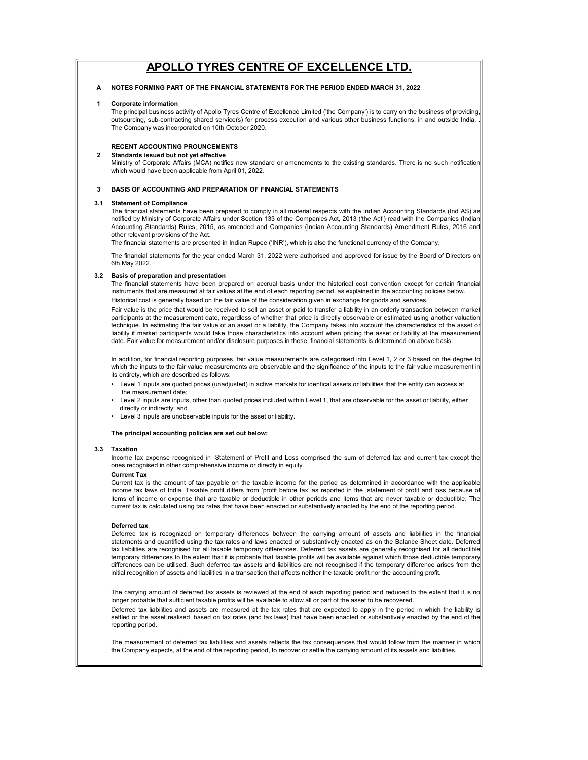# APOLLO TYRES CENTRE OF EXCELLENCE LTD.

**A NOTES FORMING PART OF THE FINANCIAL STATEMENTS FOR THE PERIOD ENDED MARCH 31, 2022**

**1 Corporate information**

The principal business activity of Apollo Tyres Centre of Excellence Limited ('the Company') is to carry on the business of providing, outsourcing, sub-contracting shared service(s) for process execution and various other business functions, in and outside India. . The Company was incorporated on 10th October 2020.

**RECENT ACCOUNTING PROUNCEMENTS**

**2 Standards issued but not yet effective**

Ministry of Corporate Affairs (MCA) notifies new standard or amendments to the existing standards. There is no such notification which would have been applicable from April 01, 2022.

**3 BASIS OF ACCOUNTING AND PREPARATION OF FINANCIAL STATEMENTS**

**3.1 Statement of Compliance**

The financial statements have been prepared to comply in all material respects with the Indian Accounting Standards (Ind AS) as notified by Ministry of Corporate Affairs under Section 133 of the Companies Act, 2013 ('the Act') read with the Companies (Indian Accounting Standards) Rules, 2015, as amended and Companies (Indian Accounting Standards) Amendment Rules, 2016 and other relevant provisions of the Act.

The financial statements are presented in Indian Rupee ('INR'), which is also the functional currency of the Company.

The financial statements for the year ended March 31, 2022 were authorised and approved for issue by the Board of Directors on 6th May 2022.

**3.2 Basis of preparation and presentation**

The financial statements have been prepared on accrual basis under the historical cost convention except for certain financial instruments that are measured at fair values at the end of each reporting period, as explained in the accounting policies below.

Historical cost is generally based on the fair value of the consideration given in exchange for goods and services.

Fair value is the price that would be received to sell an asset or paid to transfer a liability in an orderly transaction between market participants at the measurement date, regardless of whether that price is directly observable or estimated using another valuation technique. In estimating the fair value of an asset or a liability, the Company takes into account the characteristics of the asset or liability if market participants would take those characteristics into account when pricing the asset or liability at the measurement date. Fair value for measurement and/or disclosure purposes in these financial statements is determined on above basis.

In addition, for financial reporting purposes, fair value measurements are categorised into Level 1, 2 or 3 based on the degree to which the inputs to the fair value measurements are observable and the significance of the inputs to the fair value measurement in its entirety, which are described as follows:

- Level 1 inputs are quoted prices (unadjusted) in active markets for identical assets or liabilities that the entity can access at the measurement date;
- Level 2 inputs are inputs, other than quoted prices included within Level 1, that are observable for the asset or liability, either directly or indirectly; and
- Level 3 inputs are unobservable inputs for the asset or liability.

**The principal accounting policies are set out below:**

**3.3 Taxation**

Income tax expense recognised in Statement of Profit and Loss comprised the sum of deferred tax and current tax except the ones recognised in other comprehensive income or directly in equity.

**Current Tax**

Current tax is the amount of tax payable on the taxable income for the period as determined in accordance with the applicable income tax laws of India. Taxable profit differs from 'profit before tax' as reported in the statement of profit and loss because of items of income or expense that are taxable or deductible in other periods and items that are never taxable or deductible. The current tax is calculated using tax rates that have been enacted or substantively enacted by the end of the reporting period.

**Deferred tax**

Deferred tax is recognized on temporary differences between the carrying amount of assets and liabilities in the financial statements and quantified using the tax rates and laws enacted or substantively enacted as on the Balance Sheet date. Deferred tax liabilities are recognised for all taxable temporary differences. Deferred tax assets are generally recognised for all deductible temporary differences to the extent that it is probable that taxable profits will be available against which those deductible temporary differences can be utilised. Such deferred tax assets and liabilities are not recognised if the temporary difference arises from the initial recognition of assets and liabilities in a transaction that affects neither the taxable profit nor the accounting profit.

The carrying amount of deferred tax assets is reviewed at the end of each reporting period and reduced to the extent that it is no longer probable that sufficient taxable profits will be available to allow all or part of the asset to be recovered.

Deferred tax liabilities and assets are measured at the tax rates that are expected to apply in the period in which the liability is settled or the asset realised, based on tax rates (and tax laws) that have been enacted or substantively enacted by the end of the reporting period.

The measurement of deferred tax liabilities and assets reflects the tax consequences that would follow from the manner in which the Company expects, at the end of the reporting period, to recover or settle the carrying amount of its assets and liabilities.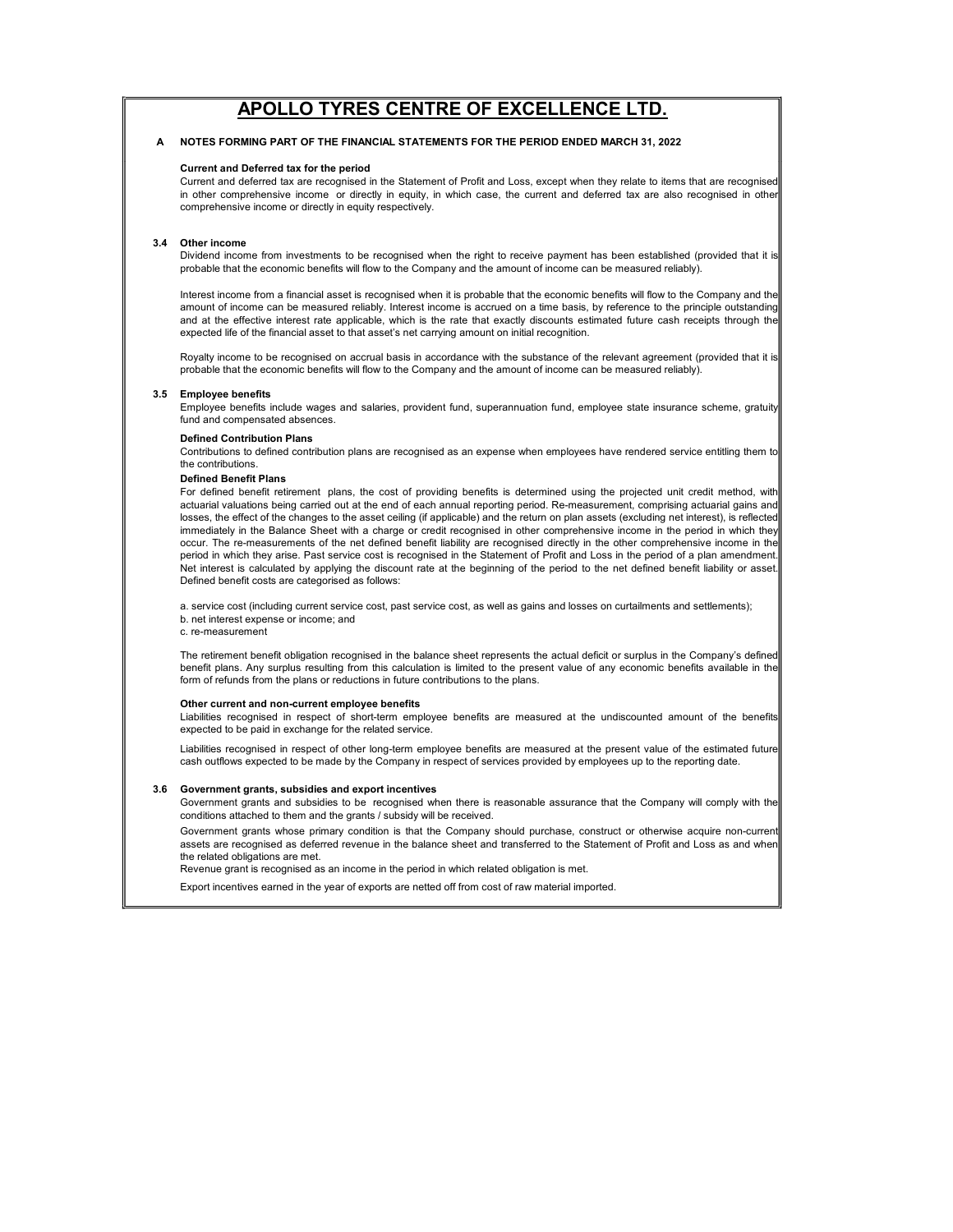# APOLLO TYRES CENTRE OF EXCELLENCE LTD.

**A NOTES FORMING PART OF THE FINANCIAL STATEMENTS FOR THE PERIOD ENDED MARCH 31, 2022**

**Current and Deferred tax for the period**

Current and deferred tax are recognised in the Statement of Profit and Loss, except when they relate to items that are recognised in other comprehensive income or directly in equity, in which case, the current and deferred tax are also recognised in other comprehensive income or directly in equity respectively.

### 3.4 Other income

Dividend income from investments to be recognised when the right to receive payment has been established (provided that it is probable that the economic benefits will flow to the Company and the amount of income can be measured reliably).

Interest income from a financial asset is recognised when it is probable that the economic benefits will flow to the Company and the amount of income can be measured reliably. Interest income is accrued on a time basis, by reference to the principle outstanding and at the effective interest rate applicable, which is the rate that exactly discounts estimated future cash receipts through the expected life of the financial asset to that asset's net carrying amount on initial recognition.

Royalty income to be recognised on accrual basis in accordance with the substance of the relevant agreement (provided that it is probable that the economic benefits will flow to the Company and the amount of income can be measured reliably).

### 3.5 Employee benefits

Employee benefits include wages and salaries, provident fund, superannuation fund, employee state insurance scheme, gratuity fund and compensated absences.

**Defined Contribution Plans**

Contributions to defined contribution plans are recognised as an expense when employees have rendered service entitling them to the contributions.

**Defined Benefit Plans**

For defined benefit retirement plans, the cost of providing benefits is determined using the projected unit credit method, with actuarial valuations being carried out at the end of each annual reporting period. Re-measurement, comprising actuarial gains and losses, the effect of the changes to the asset ceiling (if applicable) and the return on plan assets (excluding net interest), is reflected immediately in the Balance Sheet with a charge or credit recognised in other comprehensive income in the period in which they occur. The re-measurements of the net defined benefit liability are recognised directly in the other comprehensive income in the period in which they arise. Past service cost is recognised in the Statement of Profit and Loss in the period of a plan amendment. Net interest is calculated by applying the discount rate at the beginning of the period to the net defined benefit liability or asset. Defined benefit costs are categorised as follows:

a. service cost (including current service cost, past service cost, as well as gains and losses on curtailments and settlements);
b. net interest expense or income; and
c. re-measurement

The retirement benefit obligation recognised in the balance sheet represents the actual deficit or surplus in the Company's defined benefit plans. Any surplus resulting from this calculation is limited to the present value of any economic benefits available in the form of refunds from the plans or reductions in future contributions to the plans.

**Other current and non-current employee benefits**

Liabilities recognised in respect of short-term employee benefits are measured at the undiscounted amount of the benefits expected to be paid in exchange for the related service.

Liabilities recognised in respect of other long-term employee benefits are measured at the present value of the estimated future cash outflows expected to be made by the Company in respect of services provided by employees up to the reporting date.

### 3.6 Government grants, subsidies and export incentives

Government grants and subsidies to be recognised when there is reasonable assurance that the Company will comply with the conditions attached to them and the grants / subsidy will be received.

Government grants whose primary condition is that the Company should purchase, construct or otherwise acquire non-current assets are recognised as deferred revenue in the balance sheet and transferred to the Statement of Profit and Loss as and when the related obligations are met.

Revenue grant is recognised as an income in the period in which related obligation is met.

Export incentives earned in the year of exports are netted off from cost of raw material imported.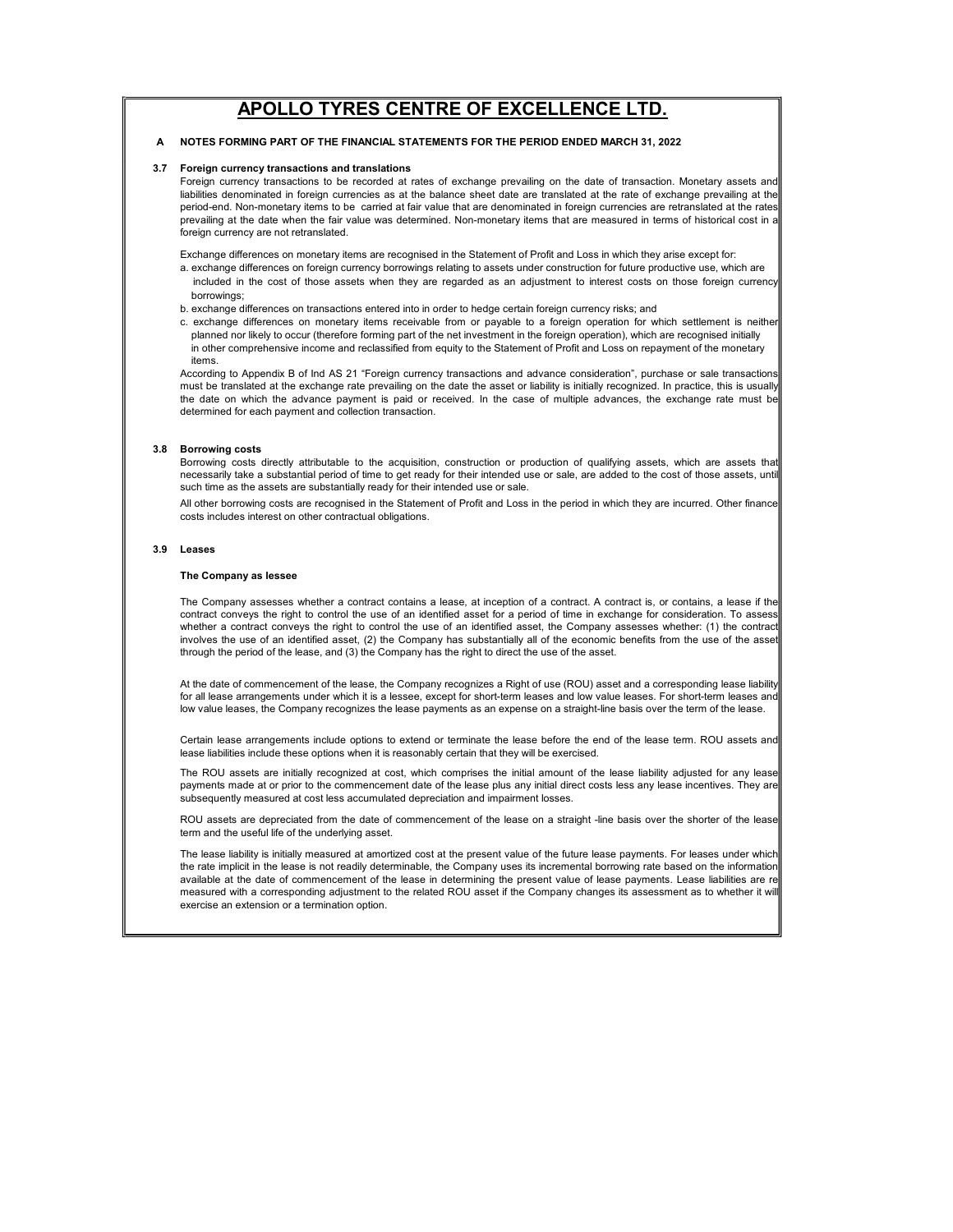# APOLLO TYRES CENTRE OF EXCELLENCE LTD.

**A NOTES FORMING PART OF THE FINANCIAL STATEMENTS FOR THE PERIOD ENDED MARCH 31, 2022**

### 3.7 Foreign currency transactions and translations

Foreign currency transactions to be recorded at rates of exchange prevailing on the date of transaction. Monetary assets and liabilities denominated in foreign currencies as at the balance sheet date are translated at the rate of exchange prevailing at the period-end. Non-monetary items to be carried at fair value that are denominated in foreign currencies are retranslated at the rates prevailing at the date when the fair value was determined. Non-monetary items that are measured in terms of historical cost in a foreign currency are not retranslated.

Exchange differences on monetary items are recognised in the Statement of Profit and Loss in which they arise except for:

a. exchange differences on foreign currency borrowings relating to assets under construction for future productive use, which are included in the cost of those assets when they are regarded as an adjustment to interest costs on those foreign currency borrowings;

b. exchange differences on transactions entered into in order to hedge certain foreign currency risks; and

c. exchange differences on monetary items receivable from or payable to a foreign operation for which settlement is neither planned nor likely to occur (therefore forming part of the net investment in the foreign operation), which are recognised initially in other comprehensive income and reclassified from equity to the Statement of Profit and Loss on repayment of the monetary items.

According to Appendix B of Ind AS 21 "Foreign currency transactions and advance consideration", purchase or sale transactions must be translated at the exchange rate prevailing on the date the asset or liability is initially recognized. In practice, this is usually the date on which the advance payment is paid or received. In the case of multiple advances, the exchange rate must be determined for each payment and collection transaction.

### 3.8 Borrowing costs

Borrowing costs directly attributable to the acquisition, construction or production of qualifying assets, which are assets that necessarily take a substantial period of time to get ready for their intended use or sale, are added to the cost of those assets, until such time as the assets are substantially ready for their intended use or sale.

All other borrowing costs are recognised in the Statement of Profit and Loss in the period in which they are incurred. Other finance costs includes interest on other contractual obligations.

### 3.9 Leases

**The Company as lessee**

The Company assesses whether a contract contains a lease, at inception of a contract. A contract is, or contains, a lease if the contract conveys the right to control the use of an identified asset for a period of time in exchange for consideration. To assess whether a contract conveys the right to control the use of an identified asset, the Company assesses whether: (1) the contract involves the use of an identified asset, (2) the Company has substantially all of the economic benefits from the use of the asset through the period of the lease, and (3) the Company has the right to direct the use of the asset.

At the date of commencement of the lease, the Company recognizes a Right of use (ROU) asset and a corresponding lease liability for all lease arrangements under which it is a lessee, except for short-term leases and low value leases. For short-term leases and low value leases, the Company recognizes the lease payments as an expense on a straight-line basis over the term of the lease.

Certain lease arrangements include options to extend or terminate the lease before the end of the lease term. ROU assets and lease liabilities include these options when it is reasonably certain that they will be exercised.

The ROU assets are initially recognized at cost, which comprises the initial amount of the lease liability adjusted for any lease payments made at or prior to the commencement date of the lease plus any initial direct costs less any lease incentives. They are subsequently measured at cost less accumulated depreciation and impairment losses.

ROU assets are depreciated from the date of commencement of the lease on a straight -line basis over the shorter of the lease term and the useful life of the underlying asset.

The lease liability is initially measured at amortized cost at the present value of the future lease payments. For leases under which the rate implicit in the lease is not readily determinable, the Company uses its incremental borrowing rate based on the information available at the date of commencement of the lease in determining the present value of lease payments. Lease liabilities are re measured with a corresponding adjustment to the related ROU asset if the Company changes its assessment as to whether it will exercise an extension or a termination option.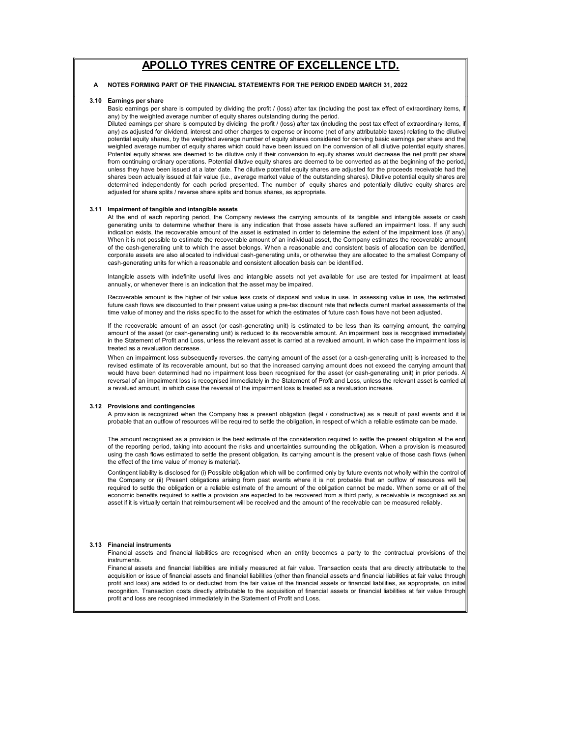# APOLLO TYRES CENTRE OF EXCELLENCE LTD.

**A NOTES FORMING PART OF THE FINANCIAL STATEMENTS FOR THE PERIOD ENDED MARCH 31, 2022**

**3.10 Earnings per share**

Basic earnings per share is computed by dividing the profit / (loss) after tax (including the post tax effect of extraordinary items, if any) by the weighted average number of equity shares outstanding during the period.

Diluted earnings per share is computed by dividing the profit / (loss) after tax (including the post tax effect of extraordinary items, if any) as adjusted for dividend, interest and other charges to expense or income (net of any attributable taxes) relating to the dilutive potential equity shares, by the weighted average number of equity shares considered for deriving basic earnings per share and the weighted average number of equity shares which could have been issued on the conversion of all dilutive potential equity shares. Potential equity shares are deemed to be dilutive only if their conversion to equity shares would decrease the net profit per share from continuing ordinary operations. Potential dilutive equity shares are deemed to be converted as at the beginning of the period, unless they have been issued at a later date. The dilutive potential equity shares are adjusted for the proceeds receivable had the shares been actually issued at fair value (i.e., average market value of the outstanding shares). Dilutive potential equity shares are determined independently for each period presented. The number of equity shares and potentially dilutive equity shares are adjusted for share splits / reverse share splits and bonus shares, as appropriate.

**3.11 Impairment of tangible and intangible assets**

At the end of each reporting period, the Company reviews the carrying amounts of its tangible and intangible assets or cash generating units to determine whether there is any indication that those assets have suffered an impairment loss. If any such indication exists, the recoverable amount of the asset is estimated in order to determine the extent of the impairment loss (if any). When it is not possible to estimate the recoverable amount of an individual asset, the Company estimates the recoverable amount of the cash-generating unit to which the asset belongs. When a reasonable and consistent basis of allocation can be identified, corporate assets are also allocated to individual cash-generating units, or otherwise they are allocated to the smallest Company of cash-generating units for which a reasonable and consistent allocation basis can be identified.

Intangible assets with indefinite useful lives and intangible assets not yet available for use are tested for impairment at least annually, or whenever there is an indication that the asset may be impaired.

Recoverable amount is the higher of fair value less costs of disposal and value in use. In assessing value in use, the estimated future cash flows are discounted to their present value using a pre-tax discount rate that reflects current market assessments of the time value of money and the risks specific to the asset for which the estimates of future cash flows have not been adjusted.

If the recoverable amount of an asset (or cash-generating unit) is estimated to be less than its carrying amount, the carrying amount of the asset (or cash-generating unit) is reduced to its recoverable amount. An impairment loss is recognised immediately in the Statement of Profit and Loss, unless the relevant asset is carried at a revalued amount, in which case the impairment loss is treated as a revaluation decrease.

When an impairment loss subsequently reverses, the carrying amount of the asset (or a cash-generating unit) is increased to the revised estimate of its recoverable amount, but so that the increased carrying amount does not exceed the carrying amount that would have been determined had no impairment loss been recognised for the asset (or cash-generating unit) in prior periods. A reversal of an impairment loss is recognised immediately in the Statement of Profit and Loss, unless the relevant asset is carried at a revalued amount, in which case the reversal of the impairment loss is treated as a revaluation increase.

**3.12 Provisions and contingencies**

A provision is recognized when the Company has a present obligation (legal / constructive) as a result of past events and it is probable that an outflow of resources will be required to settle the obligation, in respect of which a reliable estimate can be made.

The amount recognised as a provision is the best estimate of the consideration required to settle the present obligation at the end of the reporting period, taking into account the risks and uncertainties surrounding the obligation. When a provision is measured using the cash flows estimated to settle the present obligation, its carrying amount is the present value of those cash flows (when the effect of the time value of money is material).

Contingent liability is disclosed for (i) Possible obligation which will be confirmed only by future events not wholly within the control of the Company or (ii) Present obligations arising from past events where it is not probable that an outflow of resources will be required to settle the obligation or a reliable estimate of the amount of the obligation cannot be made. When some or all of the economic benefits required to settle a provision are expected to be recovered from a third party, a receivable is recognised as an asset if it is virtually certain that reimbursement will be received and the amount of the receivable can be measured reliably.

**3.13 Financial instruments**

Financial assets and financial liabilities are recognised when an entity becomes a party to the contractual provisions of the instruments.

Financial assets and financial liabilities are initially measured at fair value. Transaction costs that are directly attributable to the acquisition or issue of financial assets and financial liabilities (other than financial assets and financial liabilities at fair value through profit and loss) are added to or deducted from the fair value of the financial assets or financial liabilities, as appropriate, on initial recognition. Transaction costs directly attributable to the acquisition of financial assets or financial liabilities at fair value through profit and loss are recognised immediately in the Statement of Profit and Loss.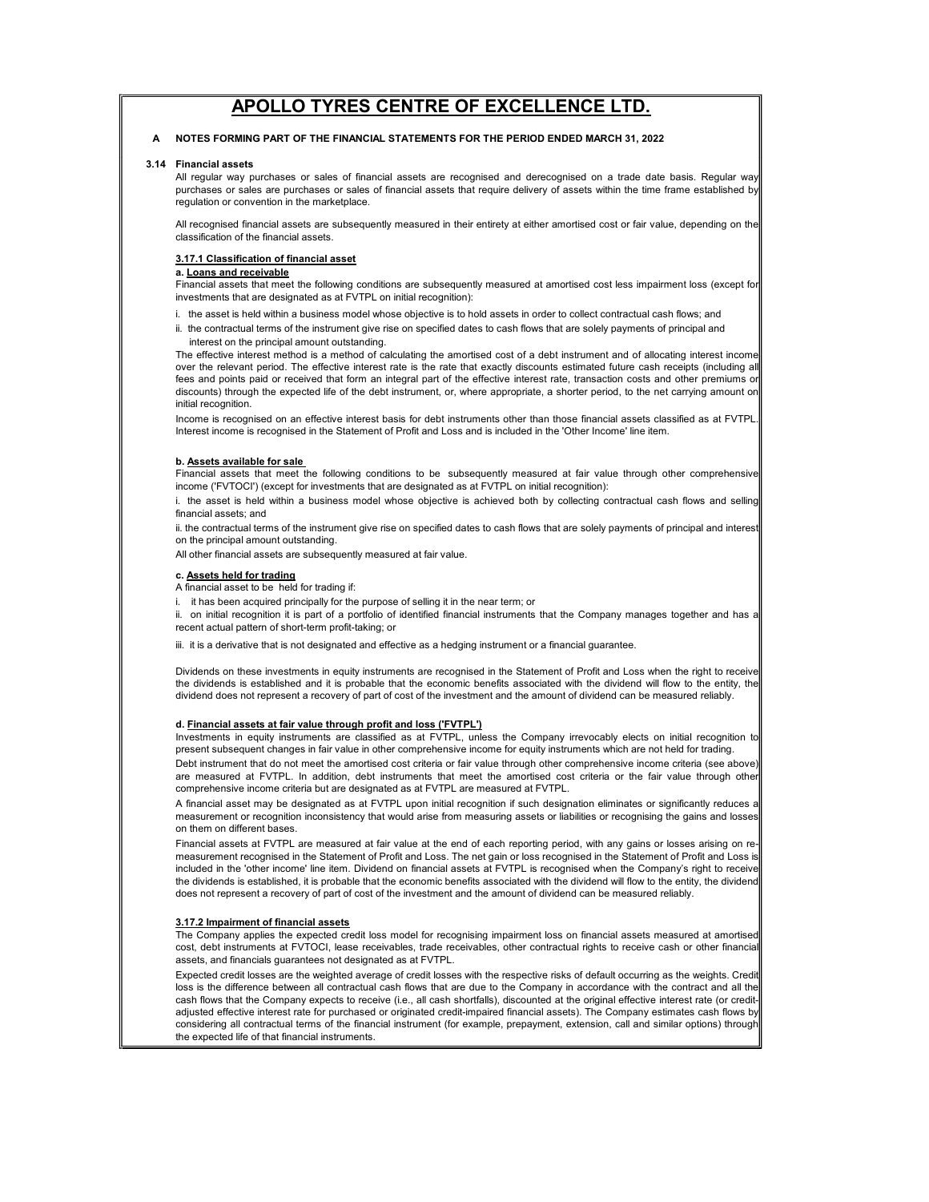# APOLLO TYRES CENTRE OF EXCELLENCE LTD.

**A NOTES FORMING PART OF THE FINANCIAL STATEMENTS FOR THE PERIOD ENDED MARCH 31, 2022**

**3.14 Financial assets**

All regular way purchases or sales of financial assets are recognised and derecognised on a trade date basis. Regular way purchases or sales are purchases or sales of financial assets that require delivery of assets within the time frame established by regulation or convention in the marketplace.

All recognised financial assets are subsequently measured in their entirety at either amortised cost or fair value, depending on the classification of the financial assets.

**3.17.1 Classification of financial asset**

**a. Loans and receivable**

Financial assets that meet the following conditions are subsequently measured at amortised cost less impairment loss (except for investments that are designated as at FVTPL on initial recognition):

i. the asset is held within a business model whose objective is to hold assets in order to collect contractual cash flows; and

ii. the contractual terms of the instrument give rise on specified dates to cash flows that are solely payments of principal and interest on the principal amount outstanding.

The effective interest method is a method of calculating the amortised cost of a debt instrument and of allocating interest income over the relevant period. The effective interest rate is the rate that exactly discounts estimated future cash receipts (including all fees and points paid or received that form an integral part of the effective interest rate, transaction costs and other premiums or discounts) through the expected life of the debt instrument, or, where appropriate, a shorter period, to the net carrying amount on initial recognition.

Income is recognised on an effective interest basis for debt instruments other than those financial assets classified as at FVTPL. Interest income is recognised in the Statement of Profit and Loss and is included in the 'Other Income' line item.

**b. Assets available for sale**

Financial assets that meet the following conditions to be subsequently measured at fair value through other comprehensive income ('FVTOCI') (except for investments that are designated as at FVTPL on initial recognition):

i. the asset is held within a business model whose objective is achieved both by collecting contractual cash flows and selling financial assets; and

ii. the contractual terms of the instrument give rise on specified dates to cash flows that are solely payments of principal and interest on the principal amount outstanding.

All other financial assets are subsequently measured at fair value.

**c. Assets held for trading**

A financial asset to be held for trading if:

i. it has been acquired principally for the purpose of selling it in the near term; or

ii. on initial recognition it is part of a portfolio of identified financial instruments that the Company manages together and has a recent actual pattern of short-term profit-taking; or

iii. it is a derivative that is not designated and effective as a hedging instrument or a financial guarantee.

Dividends on these investments in equity instruments are recognised in the Statement of Profit and Loss when the right to receive the dividends is established and it is probable that the economic benefits associated with the dividend will flow to the entity, the dividend does not represent a recovery of part of cost of the investment and the amount of dividend can be measured reliably.

**d. Financial assets at fair value through profit and loss ('FVTPL')**

Investments in equity instruments are classified as at FVTPL, unless the Company irrevocably elects on initial recognition to present subsequent changes in fair value in other comprehensive income for equity instruments which are not held for trading.

Debt instrument that do not meet the amortised cost criteria or fair value through other comprehensive income criteria (see above) are measured at FVTPL. In addition, debt instruments that meet the amortised cost criteria or the fair value through other comprehensive income criteria but are designated as at FVTPL are measured at FVTPL.

A financial asset may be designated as at FVTPL upon initial recognition if such designation eliminates or significantly reduces a measurement or recognition inconsistency that would arise from measuring assets or liabilities or recognising the gains and losses on them on different bases.

Financial assets at FVTPL are measured at fair value at the end of each reporting period, with any gains or losses arising on re-measurement recognised in the Statement of Profit and Loss. The net gain or loss recognised in the Statement of Profit and Loss is included in the 'other income' line item. Dividend on financial assets at FVTPL is recognised when the Company's right to receive the dividends is established, it is probable that the economic benefits associated with the dividend will flow to the entity, the dividend does not represent a recovery of part of cost of the investment and the amount of dividend can be measured reliably.

**3.17.2 Impairment of financial assets**

The Company applies the expected credit loss model for recognising impairment loss on financial assets measured at amortised cost, debt instruments at FVTOCI, lease receivables, trade receivables, other contractual rights to receive cash or other financial assets, and financials guarantees not designated as at FVTPL.

Expected credit losses are the weighted average of credit losses with the respective risks of default occurring as the weights. Credit loss is the difference between all contractual cash flows that are due to the Company in accordance with the contract and all the cash flows that the Company expects to receive (i.e., all cash shortfalls), discounted at the original effective interest rate (or credit-adjusted effective interest rate for purchased or originated credit-impaired financial assets). The Company estimates cash flows by considering all contractual terms of the financial instrument (for example, prepayment, extension, call and similar options) through the expected life of that financial instruments.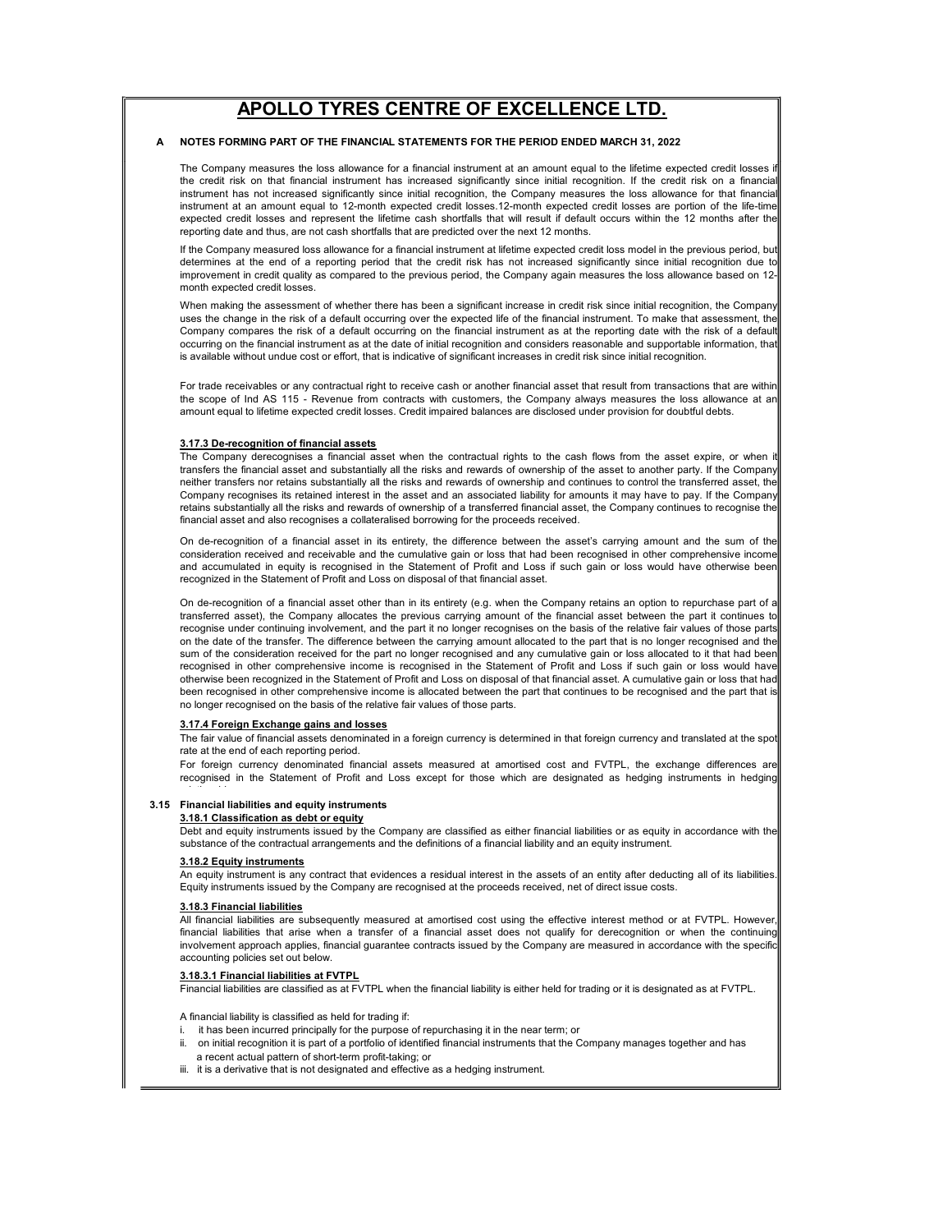# APOLLO TYRES CENTRE OF EXCELLENCE LTD.

**A NOTES FORMING PART OF THE FINANCIAL STATEMENTS FOR THE PERIOD ENDED MARCH 31, 2022**

The Company measures the loss allowance for a financial instrument at an amount equal to the lifetime expected credit losses if the credit risk on that financial instrument has increased significantly since initial recognition. If the credit risk on a financial instrument has not increased significantly since initial recognition, the Company measures the loss allowance for that financial instrument at an amount equal to 12-month expected credit losses.12-month expected credit losses are portion of the life-time expected credit losses and represent the lifetime cash shortfalls that will result if default occurs within the 12 months after the reporting date and thus, are not cash shortfalls that are predicted over the next 12 months.

If the Company measured loss allowance for a financial instrument at lifetime expected credit loss model in the previous period, but determines at the end of a reporting period that the credit risk has not increased significantly since initial recognition due to improvement in credit quality as compared to the previous period, the Company again measures the loss allowance based on 12-month expected credit losses.

When making the assessment of whether there has been a significant increase in credit risk since initial recognition, the Company uses the change in the risk of a default occurring over the expected life of the financial instrument. To make that assessment, the Company compares the risk of a default occurring on the financial instrument as at the reporting date with the risk of a default occurring on the financial instrument as at the date of initial recognition and considers reasonable and supportable information, that is available without undue cost or effort, that is indicative of significant increases in credit risk since initial recognition.

For trade receivables or any contractual right to receive cash or another financial asset that result from transactions that are within the scope of Ind AS 115 - Revenue from contracts with customers, the Company always measures the loss allowance at an amount equal to lifetime expected credit losses. Credit impaired balances are disclosed under provision for doubtful debts.

**3.17.3 De-recognition of financial assets**

The Company derecognises a financial asset when the contractual rights to the cash flows from the asset expire, or when it transfers the financial asset and substantially all the risks and rewards of ownership of the asset to another party. If the Company neither transfers nor retains substantially all the risks and rewards of ownership and continues to control the transferred asset, the Company recognises its retained interest in the asset and an associated liability for amounts it may have to pay. If the Company retains substantially all the risks and rewards of ownership of a transferred financial asset, the Company continues to recognise the financial asset and also recognises a collateralised borrowing for the proceeds received.

On de-recognition of a financial asset in its entirety, the difference between the asset's carrying amount and the sum of the consideration received and receivable and the cumulative gain or loss that had been recognised in other comprehensive income and accumulated in equity is recognised in the Statement of Profit and Loss if such gain or loss would have otherwise been recognized in the Statement of Profit and Loss on disposal of that financial asset.

On de-recognition of a financial asset other than in its entirety (e.g. when the Company retains an option to repurchase part of a transferred asset), the Company allocates the previous carrying amount of the financial asset between the part it continues to recognise under continuing involvement, and the part it no longer recognises on the basis of the relative fair values of those parts on the date of the transfer. The difference between the carrying amount allocated to the part that is no longer recognised and the sum of the consideration received for the part no longer recognised and any cumulative gain or loss allocated to it that had been recognised in other comprehensive income is recognised in the Statement of Profit and Loss if such gain or loss would have otherwise been recognized in the Statement of Profit and Loss on disposal of that financial asset. A cumulative gain or loss that had been recognised in other comprehensive income is allocated between the part that continues to be recognised and the part that is no longer recognised on the basis of the relative fair values of those parts.

**3.17.4 Foreign Exchange gains and losses**

The fair value of financial assets denominated in a foreign currency is determined in that foreign currency and translated at the spot rate at the end of each reporting period.

For foreign currency denominated financial assets measured at amortised cost and FVTPL, the exchange differences are recognised in the Statement of Profit and Loss except for those which are designated as hedging instruments in hedging relationships.

**3.15 Financial liabilities and equity instruments**

**3.18.1 Classification as debt or equity**

Debt and equity instruments issued by the Company are classified as either financial liabilities or as equity in accordance with the substance of the contractual arrangements and the definitions of a financial liability and an equity instrument.

**3.18.2 Equity instruments**

An equity instrument is any contract that evidences a residual interest in the assets of an entity after deducting all of its liabilities. Equity instruments issued by the Company are recognised at the proceeds received, net of direct issue costs.

**3.18.3 Financial liabilities**

All financial liabilities are subsequently measured at amortised cost using the effective interest method or at FVTPL. However, financial liabilities that arise when a transfer of a financial asset does not qualify for derecognition or when the continuing involvement approach applies, financial guarantee contracts issued by the Company are measured in accordance with the specific accounting policies set out below.

**3.18.3.1 Financial liabilities at FVTPL**

Financial liabilities are classified as at FVTPL when the financial liability is either held for trading or it is designated as at FVTPL.

A financial liability is classified as held for trading if:

i. it has been incurred principally for the purpose of repurchasing it in the near term; or
ii. on initial recognition it is part of a portfolio of identified financial instruments that the Company manages together and has a recent actual pattern of short-term profit-taking; or
iii. it is a derivative that is not designated and effective as a hedging instrument.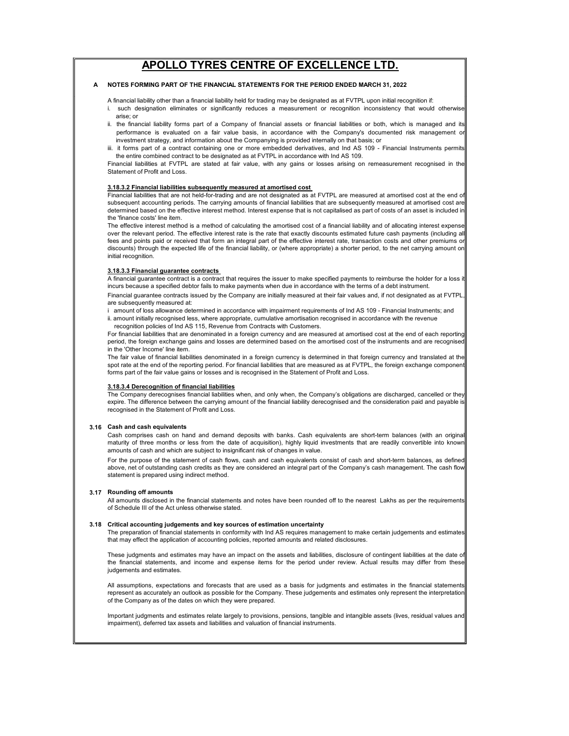# APOLLO TYRES CENTRE OF EXCELLENCE LTD.

**A NOTES FORMING PART OF THE FINANCIAL STATEMENTS FOR THE PERIOD ENDED MARCH 31, 2022**

A financial liability other than a financial liability held for trading may be designated as at FVTPL upon initial recognition if:

i. such designation eliminates or significantly reduces a measurement or recognition inconsistency that would otherwise arise; or

ii. the financial liability forms part of a Company of financial assets or financial liabilities or both, which is managed and its performance is evaluated on a fair value basis, in accordance with the Company's documented risk management or investment strategy, and information about the Companying is provided internally on that basis; or

iii. it forms part of a contract containing one or more embedded derivatives, and Ind AS 109 - Financial Instruments permits the entire combined contract to be designated as at FVTPL in accordance with Ind AS 109.

Financial liabilities at FVTPL are stated at fair value, with any gains or losses arising on remeasurement recognised in the Statement of Profit and Loss.

**3.18.3.2 Financial liabilities subsequently measured at amortised cost**

Financial liabilities that are not held-for-trading and are not designated as at FVTPL are measured at amortised cost at the end of subsequent accounting periods. The carrying amounts of financial liabilities that are subsequently measured at amortised cost are determined based on the effective interest method. Interest expense that is not capitalised as part of costs of an asset is included in the 'finance costs' line item.

The effective interest method is a method of calculating the amortised cost of a financial liability and of allocating interest expense over the relevant period. The effective interest rate is the rate that exactly discounts estimated future cash payments (including all fees and points paid or received that form an integral part of the effective interest rate, transaction costs and other premiums or discounts) through the expected life of the financial liability, or (where appropriate) a shorter period, to the net carrying amount on initial recognition.

**3.18.3.3 Financial guarantee contracts**

A financial guarantee contract is a contract that requires the issuer to make specified payments to reimburse the holder for a loss it incurs because a specified debtor fails to make payments when due in accordance with the terms of a debt instrument.

Financial guarantee contracts issued by the Company are initially measured at their fair values and, if not designated as at FVTPL, are subsequently measured at:

i amount of loss allowance determined in accordance with impairment requirements of Ind AS 109 - Financial Instruments; and

ii. amount initially recognised less, where appropriate, cumulative amortisation recognised in accordance with the revenue recognition policies of Ind AS 115, Revenue from Contracts with Customers.

For financial liabilities that are denominated in a foreign currency and are measured at amortised cost at the end of each reporting period, the foreign exchange gains and losses are determined based on the amortised cost of the instruments and are recognised in the 'Other Income' line item.

The fair value of financial liabilities denominated in a foreign currency is determined in that foreign currency and translated at the spot rate at the end of the reporting period. For financial liabilities that are measured as at FVTPL, the foreign exchange component forms part of the fair value gains or losses and is recognised in the Statement of Profit and Loss.

**3.18.3.4 Derecognition of financial liabilities**

The Company derecognises financial liabilities when, and only when, the Company's obligations are discharged, cancelled or they expire. The difference between the carrying amount of the financial liability derecognised and the consideration paid and payable is recognised in the Statement of Profit and Loss.

**3.16 Cash and cash equivalents**

Cash comprises cash on hand and demand deposits with banks. Cash equivalents are short-term balances (with an original maturity of three months or less from the date of acquisition), highly liquid investments that are readily convertible into known amounts of cash and which are subject to insignificant risk of changes in value.

For the purpose of the statement of cash flows, cash and cash equivalents consist of cash and short-term balances, as defined above, net of outstanding cash credits as they are considered an integral part of the Company's cash management. The cash flow statement is prepared using indirect method.

**3.17 Rounding off amounts**

All amounts disclosed in the financial statements and notes have been rounded off to the nearest Lakhs as per the requirements of Schedule III of the Act unless otherwise stated.

**3.18 Critical accounting judgements and key sources of estimation uncertainty**

The preparation of financial statements in conformity with Ind AS requires management to make certain judgements and estimates that may effect the application of accounting policies, reported amounts and related disclosures.

These judgments and estimates may have an impact on the assets and liabilities, disclosure of contingent liabilities at the date of the financial statements, and income and expense items for the period under review. Actual results may differ from these judgements and estimates.

All assumptions, expectations and forecasts that are used as a basis for judgments and estimates in the financial statements represent as accurately an outlook as possible for the Company. These judgements and estimates only represent the interpretation of the Company as of the dates on which they were prepared.

Important judgments and estimates relate largely to provisions, pensions, tangible and intangible assets (lives, residual values and impairment), deferred tax assets and liabilities and valuation of financial instruments.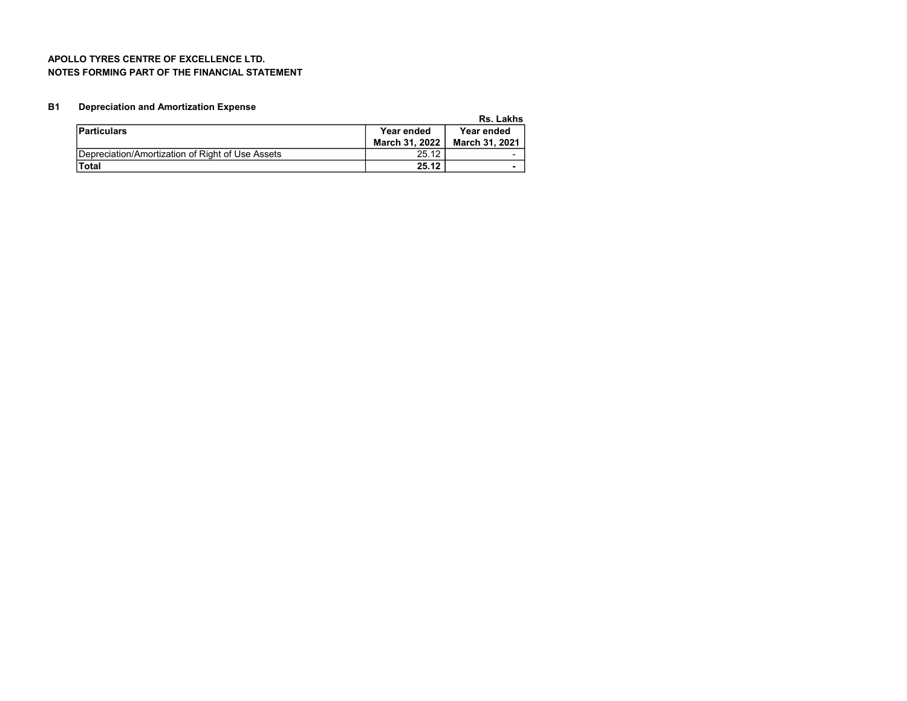**APOLLO TYRES CENTRE OF EXCELLENCE LTD.**
**NOTES FORMING PART OF THE FINANCIAL STATEMENT**

### B1 Depreciation and Amortization Expense

**Rs. Lakhs**

| **Particulars** | **Year ended March 31, 2022** | **Year ended March 31, 2021** |
|---|---|---|
| Depreciation/Amortization of Right of Use Assets | 25.12 | - |
| **Total** | **25.12** | **-** |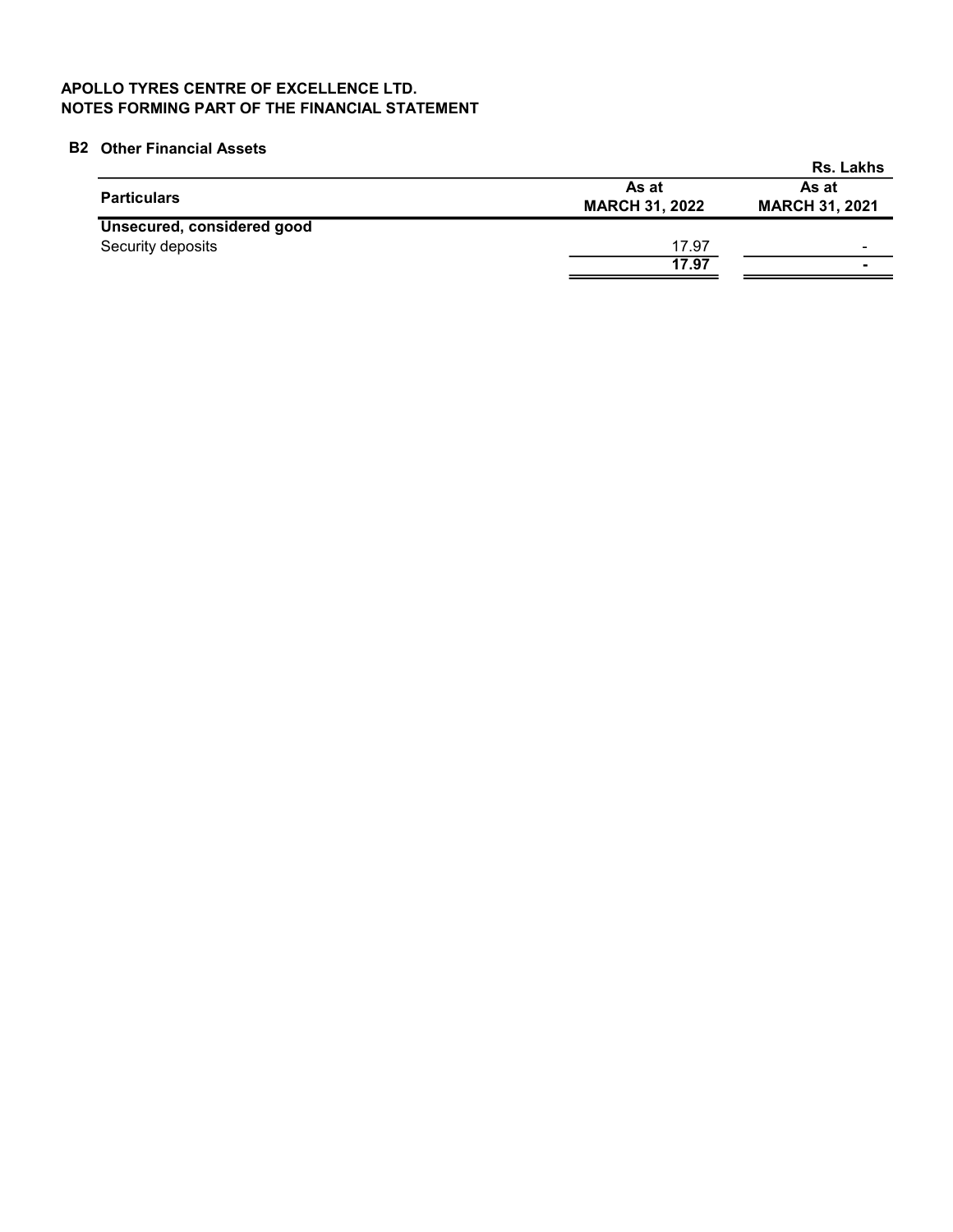**APOLLO TYRES CENTRE OF EXCELLENCE LTD.**
**NOTES FORMING PART OF THE FINANCIAL STATEMENT**

## B2 Other Financial Assets

Rs. Lakhs

| Particulars | As at MARCH 31, 2022 | As at MARCH 31, 2021 |
|---|---|---|
| **Unsecured, considered good** | | |
| Security deposits | 17.97 | - |
| | **17.97** | **-** |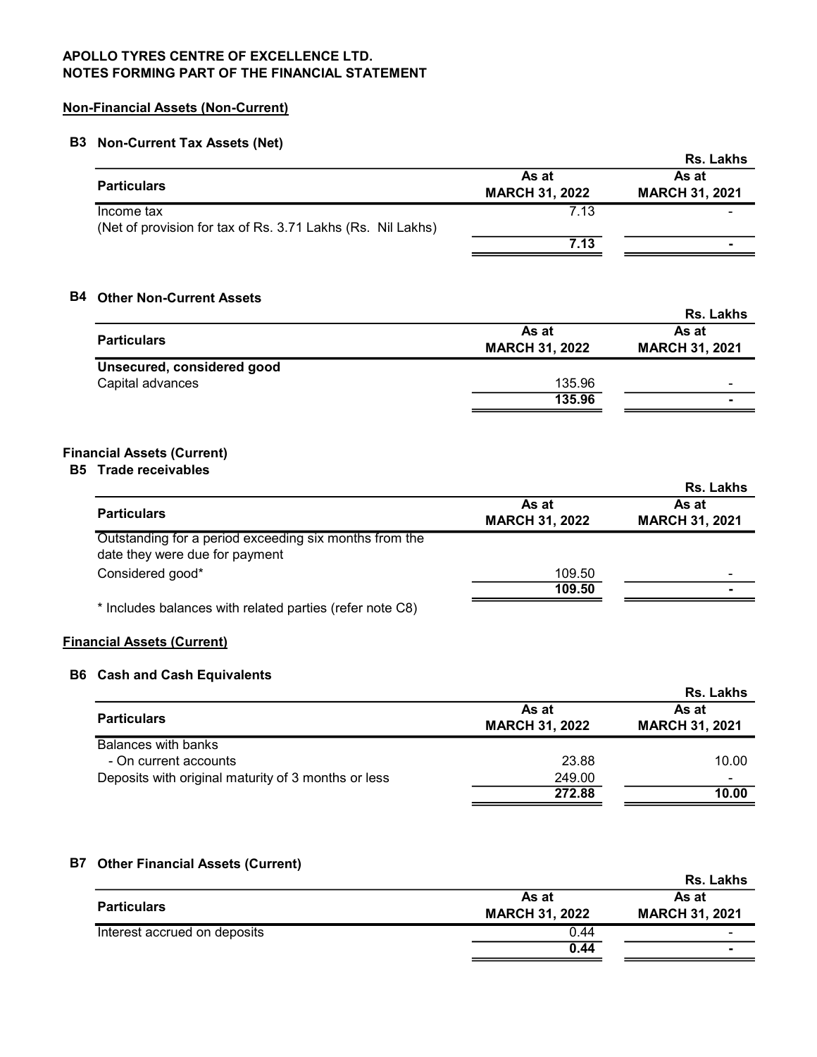**APOLLO TYRES CENTRE OF EXCELLENCE LTD.**
**NOTES FORMING PART OF THE FINANCIAL STATEMENT**

## Non-Financial Assets (Non-Current)

### B3 Non-Current Tax Assets (Net)

Rs. Lakhs

| Particulars | As at MARCH 31, 2022 | As at MARCH 31, 2021 |
|---|---|---|
| Income tax (Net of provision for tax of Rs. 3.71 Lakhs (Rs. Nil Lakhs) | 7.13 | - |
| | **7.13** | **-** |

### B4 Other Non-Current Assets

Rs. Lakhs

| Particulars | As at MARCH 31, 2022 | As at MARCH 31, 2021 |
|---|---|---|
| **Unsecured, considered good** | | |
| Capital advances | 135.96 | - |
| | **135.96** | **-** |

## Financial Assets (Current)

### B5 Trade receivables

Rs. Lakhs

| Particulars | As at MARCH 31, 2022 | As at MARCH 31, 2021 |
|---|---|---|
| Outstanding for a period exceeding six months from the date they were due for payment | | |
| Considered good* | 109.50 | - |
| | **109.50** | **-** |

\* Includes balances with related parties (refer note C8)

## Financial Assets (Current)

### B6 Cash and Cash Equivalents

Rs. Lakhs

| Particulars | As at MARCH 31, 2022 | As at MARCH 31, 2021 |
|---|---|---|
| Balances with banks | | |
| - On current accounts | 23.88 | 10.00 |
| Deposits with original maturity of 3 months or less | 249.00 | - |
| | **272.88** | **10.00** |

### B7 Other Financial Assets (Current)

Rs. Lakhs

| Particulars | As at MARCH 31, 2022 | As at MARCH 31, 2021 |
|---|---|---|
| Interest accrued on deposits | 0.44 | - |
| | **0.44** | **-** |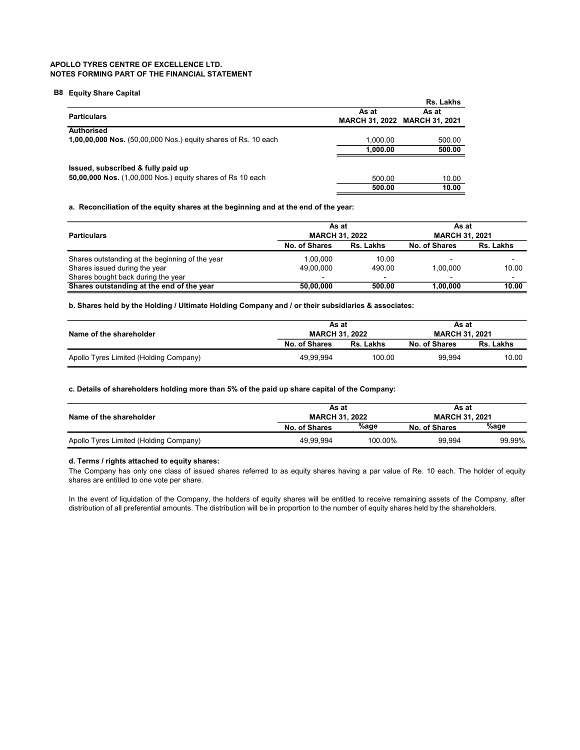**APOLLO TYRES CENTRE OF EXCELLENCE LTD.**
**NOTES FORMING PART OF THE FINANCIAL STATEMENT**

## B8 Equity Share Capital

| Particulars | As at MARCH 31, 2022 | As at MARCH 31, 2021 |
|---|---|---|
| | | Rs. Lakhs |
| **Authorised** | | |
| **1,00,00,000 Nos.** (50,00,000 Nos.) equity shares of Rs. 10 each | 1,000.00 | 500.00 |
| | **1,000.00** | **500.00** |
| **Issued, subscribed & fully paid up** | | |
| **50,00,000 Nos.** (1,00,000 Nos.) equity shares of Rs 10 each | 500.00 | 10.00 |
| | **500.00** | **10.00** |

**a. Reconciliation of the equity shares at the beginning and at the end of the year:**

| Particulars | As at MARCH 31, 2022 | | As at MARCH 31, 2021 | |
|---|---|---|---|---|
| | No. of Shares | Rs. Lakhs | No. of Shares | Rs. Lakhs |
| Shares outstanding at the beginning of the year | 1,00,000 | 10.00 | - | - |
| Shares issued during the year | 49,00,000 | 490.00 | 1,00,000 | 10.00 |
| Shares bought back during the year | - | - | - | - |
| **Shares outstanding at the end of the year** | **50,00,000** | **500.00** | **1,00,000** | **10.00** |

**b. Shares held by the Holding / Ultimate Holding Company and / or their subsidiaries & associates:**

| Name of the shareholder | As at MARCH 31, 2022 | | As at MARCH 31, 2021 | |
|---|---|---|---|---|
| | No. of Shares | Rs. Lakhs | No. of Shares | Rs. Lakhs |
| Apollo Tyres Limited (Holding Company) | 49,99,994 | 100.00 | 99,994 | 10.00 |

**c. Details of shareholders holding more than 5% of the paid up share capital of the Company:**

| Name of the shareholder | As at MARCH 31, 2022 | | As at MARCH 31, 2021 | |
|---|---|---|---|---|
| | No. of Shares | %age | No. of Shares | %age |
| Apollo Tyres Limited (Holding Company) | 49,99,994 | 100.00% | 99,994 | 99.99% |

**d. Terms / rights attached to equity shares:**

The Company has only one class of issued shares referred to as equity shares having a par value of Re. 10 each. The holder of equity shares are entitled to one vote per share.

In the event of liquidation of the Company, the holders of equity shares will be entitled to receive remaining assets of the Company, after distribution of all preferential amounts. The distribution will be in proportion to the number of equity shares held by the shareholders.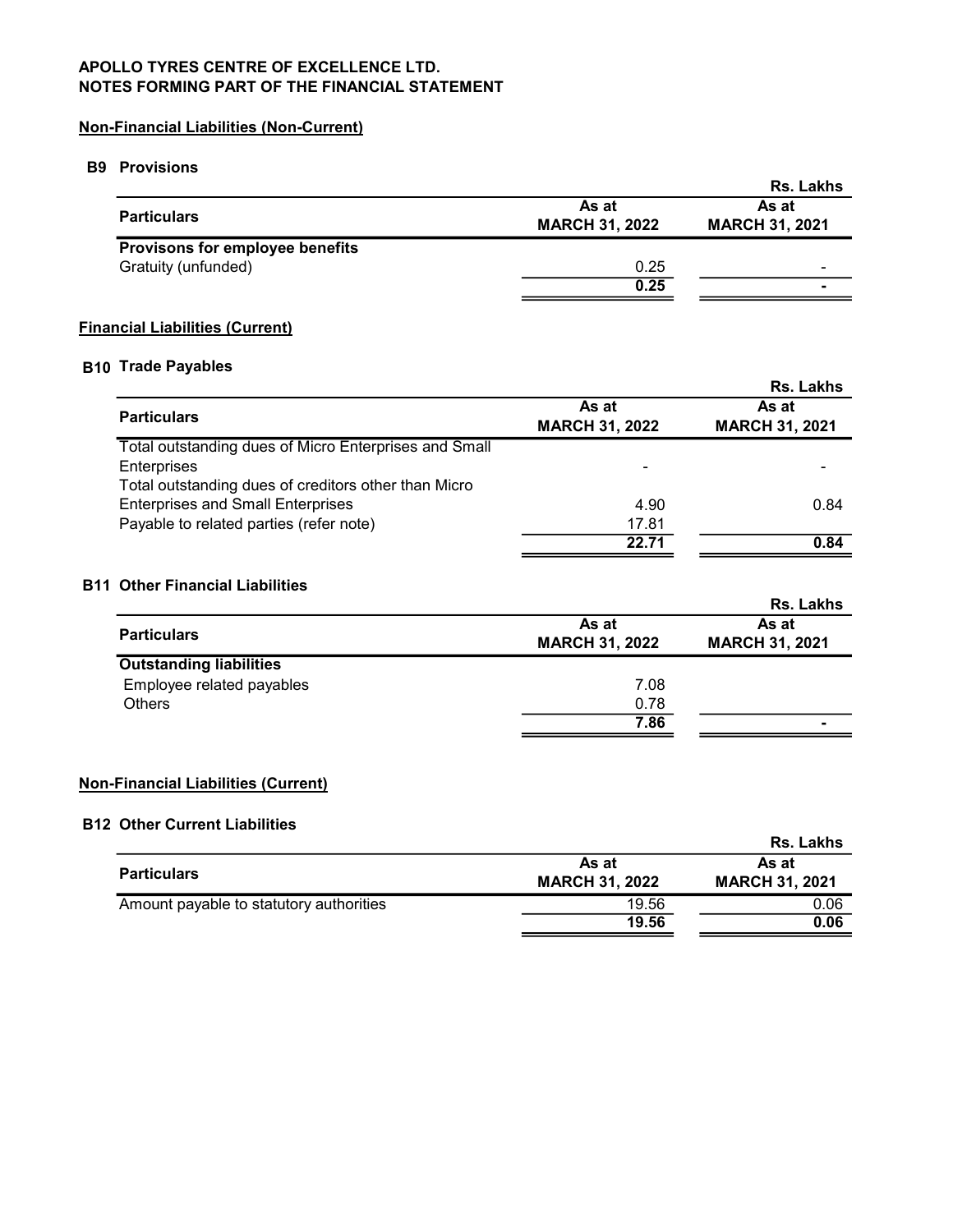**APOLLO TYRES CENTRE OF EXCELLENCE LTD.**
**NOTES FORMING PART OF THE FINANCIAL STATEMENT**

## Non-Financial Liabilities (Non-Current)

### B9 Provisions

Rs. Lakhs

| Particulars | As at MARCH 31, 2022 | As at MARCH 31, 2021 |
|---|---|---|
| **Provisons for employee benefits** | | |
| Gratuity (unfunded) | 0.25 | - |
| | **0.25** | **-** |

## Financial Liabilities (Current)

### B10 Trade Payables

Rs. Lakhs

| Particulars | As at MARCH 31, 2022 | As at MARCH 31, 2021 |
|---|---|---|
| Total outstanding dues of Micro Enterprises and Small Enterprises | - | - |
| Total outstanding dues of creditors other than Micro Enterprises and Small Enterprises | 4.90 | 0.84 |
| Payable to related parties (refer note) | 17.81 | |
| | **22.71** | **0.84** |

### B11 Other Financial Liabilities

Rs. Lakhs

| Particulars | As at MARCH 31, 2022 | As at MARCH 31, 2021 |
|---|---|---|
| **Outstanding liabilities** | | |
| Employee related payables | 7.08 | |
| Others | 0.78 | |
| | **7.86** | **-** |

## Non-Financial Liabilities (Current)

### B12 Other Current Liabilities

Rs. Lakhs

| Particulars | As at MARCH 31, 2022 | As at MARCH 31, 2021 |
|---|---|---|
| Amount payable to statutory authorities | 19.56 | 0.06 |
| | **19.56** | **0.06** |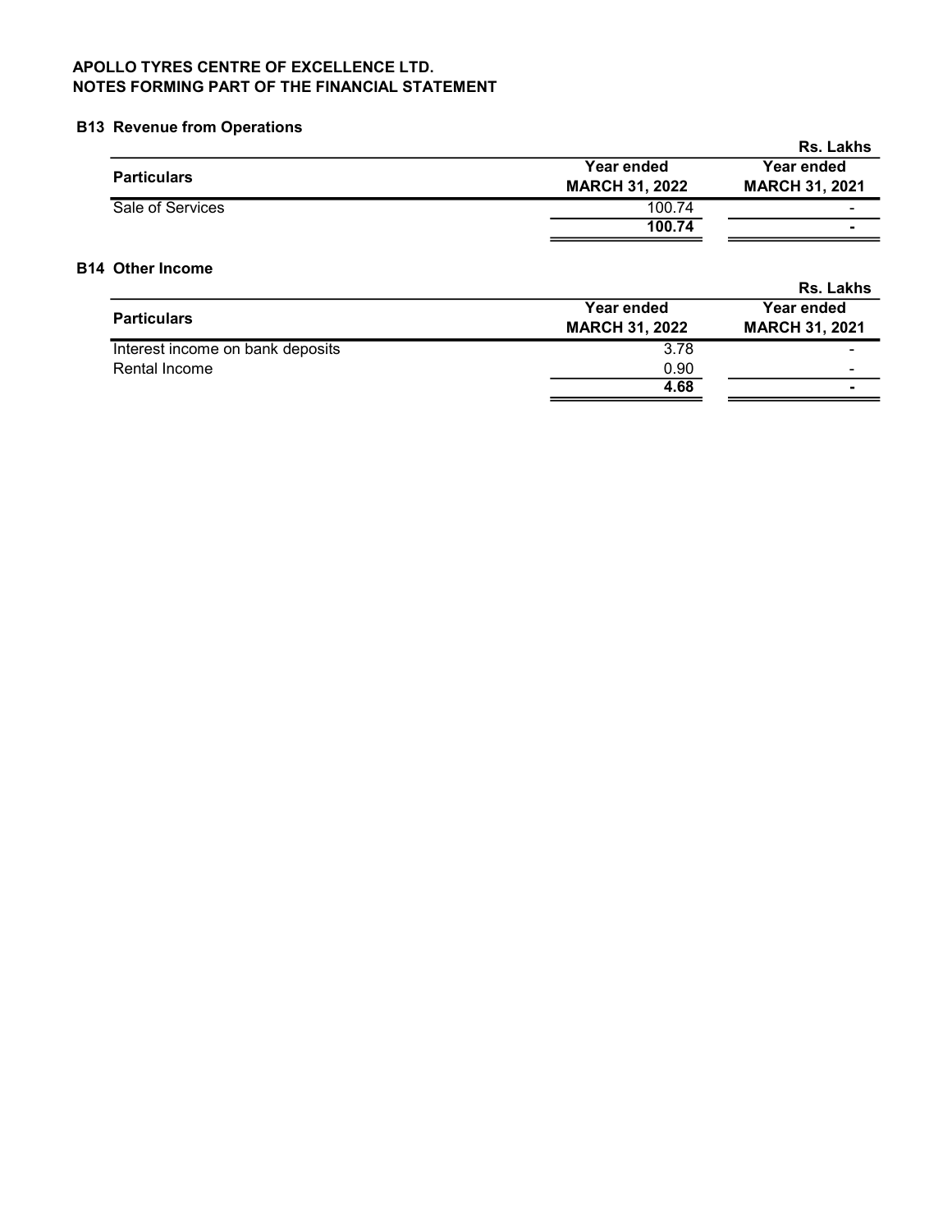**APOLLO TYRES CENTRE OF EXCELLENCE LTD.**
**NOTES FORMING PART OF THE FINANCIAL STATEMENT**

## B13 Revenue from Operations

Rs. Lakhs

| Particulars | Year ended MARCH 31, 2022 | Year ended MARCH 31, 2021 |
|---|---|---|
| Sale of Services | 100.74 | - |
| | **100.74** | **-** |

## B14 Other Income

Rs. Lakhs

| Particulars | Year ended MARCH 31, 2022 | Year ended MARCH 31, 2021 |
|---|---|---|
| Interest income on bank deposits | 3.78 | - |
| Rental Income | 0.90 | - |
| | **4.68** | **-** |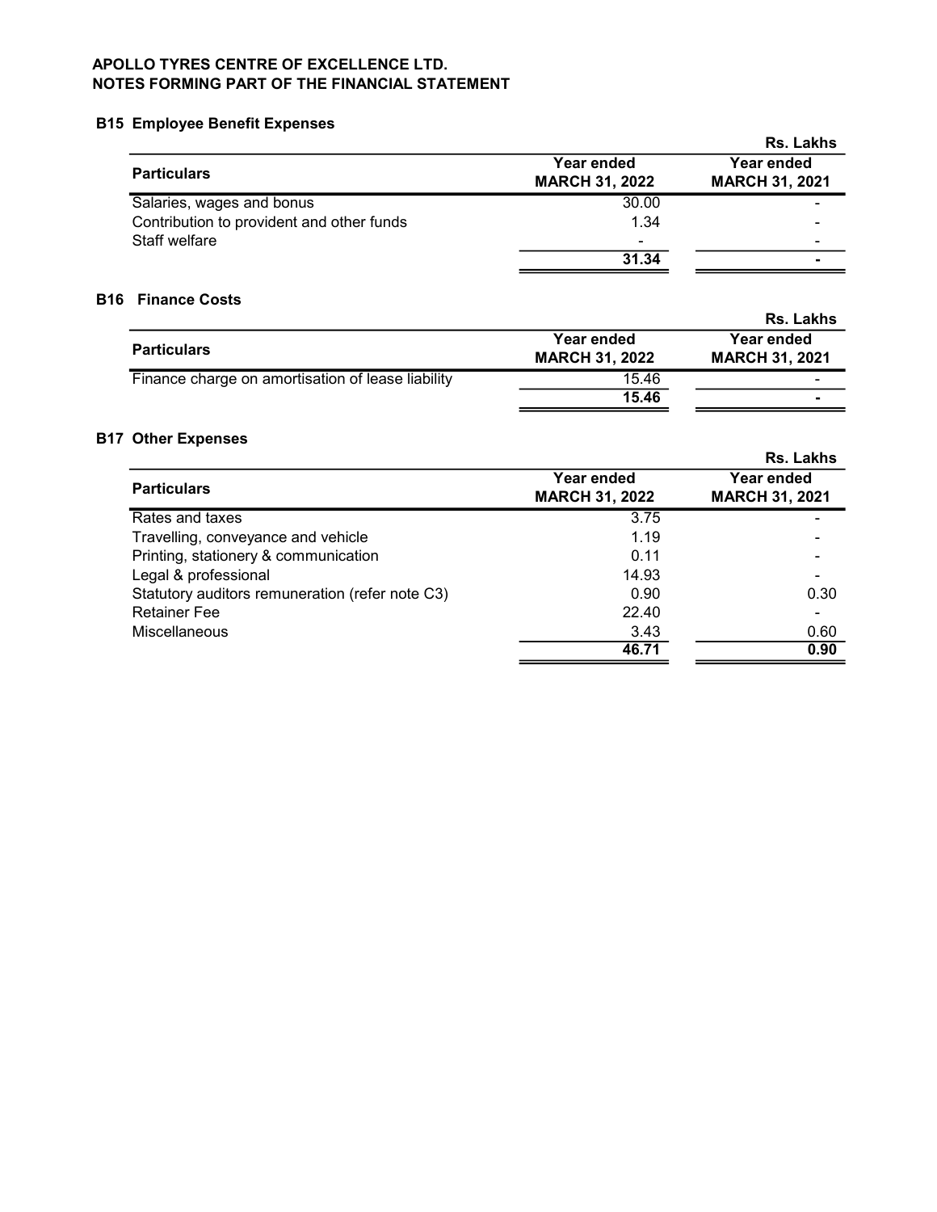**APOLLO TYRES CENTRE OF EXCELLENCE LTD.**
**NOTES FORMING PART OF THE FINANCIAL STATEMENT**

## B15 Employee Benefit Expenses

Rs. Lakhs

| Particulars | Year ended MARCH 31, 2022 | Year ended MARCH 31, 2021 |
|---|---|---|
| Salaries, wages and bonus | 30.00 | - |
| Contribution to provident and other funds | 1.34 | - |
| Staff welfare | - | - |
| | **31.34** | **-** |

## B16 Finance Costs

Rs. Lakhs

| Particulars | Year ended MARCH 31, 2022 | Year ended MARCH 31, 2021 |
|---|---|---|
| Finance charge on amortisation of lease liability | 15.46 | - |
| | **15.46** | **-** |

## B17 Other Expenses

Rs. Lakhs

| Particulars | Year ended MARCH 31, 2022 | Year ended MARCH 31, 2021 |
|---|---|---|
| Rates and taxes | 3.75 | - |
| Travelling, conveyance and vehicle | 1.19 | - |
| Printing, stationery & communication | 0.11 | - |
| Legal & professional | 14.93 | - |
| Statutory auditors remuneration (refer note C3) | 0.90 | 0.30 |
| Retainer Fee | 22.40 | - |
| Miscellaneous | 3.43 | 0.60 |
| | **46.71** | **0.90** |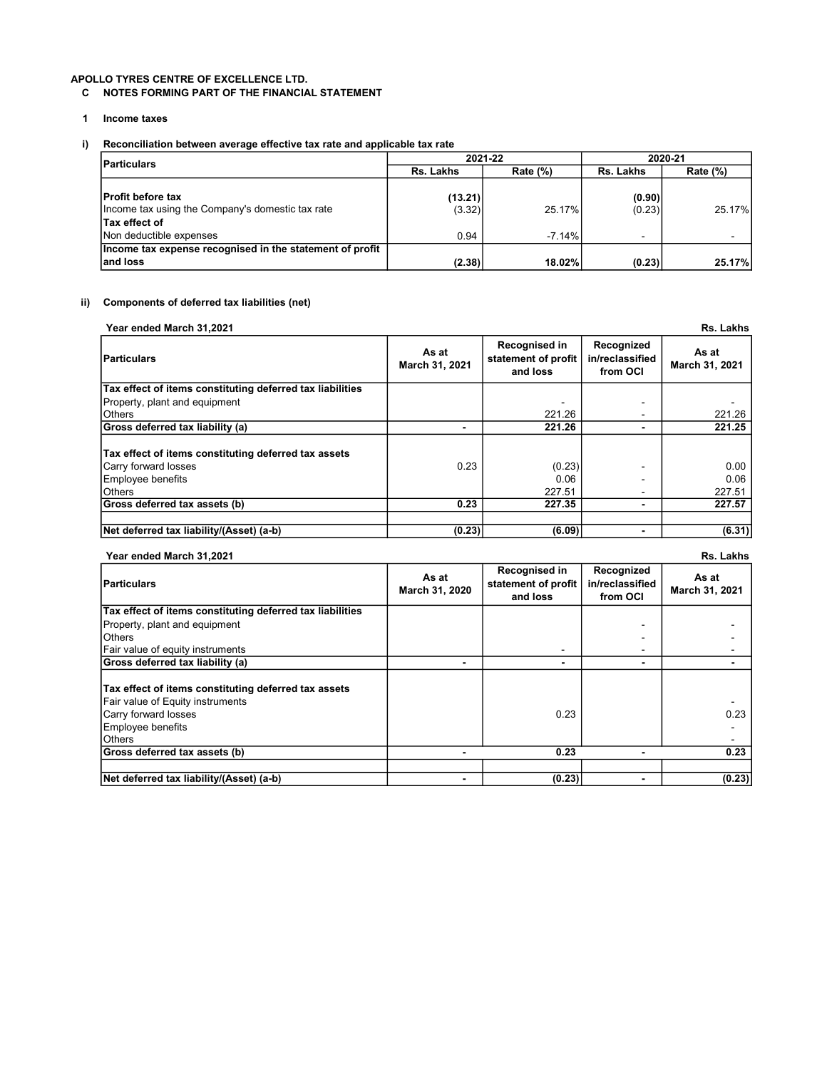**APOLLO TYRES CENTRE OF EXCELLENCE LTD.**

**C NOTES FORMING PART OF THE FINANCIAL STATEMENT**

**1 Income taxes**

**i) Reconciliation between average effective tax rate and applicable tax rate**

| Particulars | 2021-22 | | 2020-21 | |
|---|---|---|---|---|
| | Rs. Lakhs | Rate (%) | Rs. Lakhs | Rate (%) |
| **Profit before tax** | **(13.21)** | | **(0.90)** | |
| Income tax using the Company's domestic tax rate | (3.32) | 25.17% | (0.23) | 25.17% |
| **Tax effect of** | | | | |
| Non deductible expenses | 0.94 | -7.14% | - | - |
| **Income tax expense recognised in the statement of profit and loss** | **(2.38)** | **18.02%** | **(0.23)** | **25.17%** |

**ii) Components of deferred tax liabilities (net)**

**Year ended March 31,2021** — **Rs. Lakhs**

| Particulars | As at March 31, 2021 | Recognised in statement of profit and loss | Recognized in/reclassified from OCI | As at March 31, 2021 |
|---|---|---|---|---|
| **Tax effect of items constituting deferred tax liabilities** | | | | |
| Property, plant and equipment | | - | - | - |
| Others | | 221.26 | - | 221.26 |
| **Gross deferred tax liability (a)** | **-** | **221.26** | **-** | **221.25** |
| **Tax effect of items constituting deferred tax assets** | | | | |
| Carry forward losses | 0.23 | (0.23) | - | 0.00 |
| Employee benefits | | 0.06 | - | 0.06 |
| Others | | 227.51 | - | 227.51 |
| **Gross deferred tax assets (b)** | **0.23** | **227.35** | **-** | **227.57** |
| **Net deferred tax liability/(Asset) (a-b)** | **(0.23)** | **(6.09)** | **-** | **(6.31)** |

**Year ended March 31,2021** — **Rs. Lakhs**

| Particulars | As at March 31, 2020 | Recognised in statement of profit and loss | Recognized in/reclassified from OCI | As at March 31, 2021 |
|---|---|---|---|---|
| **Tax effect of items constituting deferred tax liabilities** | | | | |
| Property, plant and equipment | | | - | - |
| Others | | | - | - |
| Fair value of equity instruments | | - | - | - |
| **Gross deferred tax liability (a)** | **-** | **-** | **-** | **-** |
| **Tax effect of items constituting deferred tax assets** | | | | |
| Fair value of Equity instruments | | | | - |
| Carry forward losses | | 0.23 | | 0.23 |
| Employee benefits | | | | - |
| Others | | | | - |
| **Gross deferred tax assets (b)** | **-** | **0.23** | **-** | **0.23** |
| **Net deferred tax liability/(Asset) (a-b)** | **-** | **(0.23)** | **-** | **(0.23)** |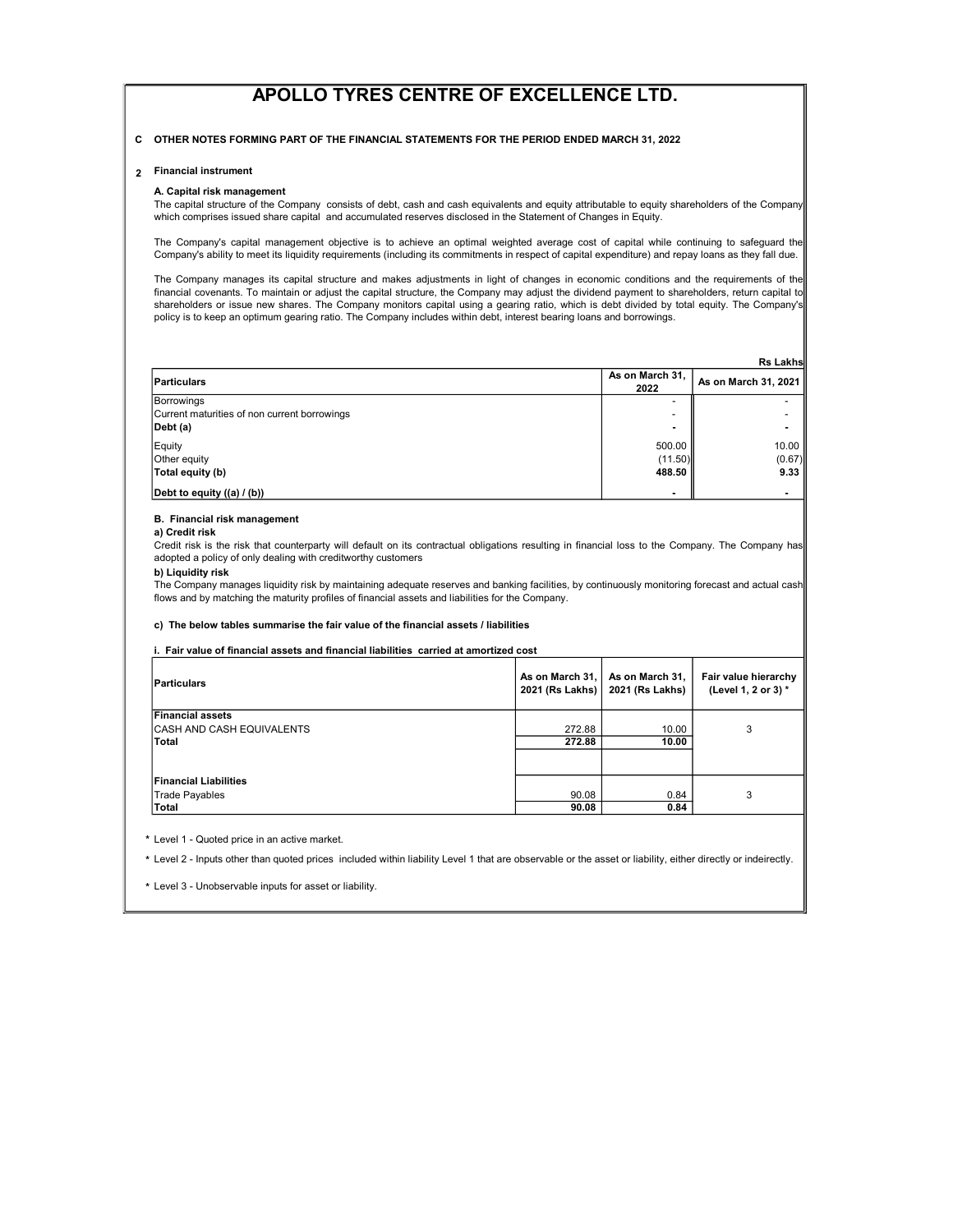# APOLLO TYRES CENTRE OF EXCELLENCE LTD.

**C OTHER NOTES FORMING PART OF THE FINANCIAL STATEMENTS FOR THE PERIOD ENDED MARCH 31, 2022**

**2 Financial instrument**

**A. Capital risk management**

The capital structure of the Company consists of debt, cash and cash equivalents and equity attributable to equity shareholders of the Company which comprises issued share capital and accumulated reserves disclosed in the Statement of Changes in Equity.

The Company's capital management objective is to achieve an optimal weighted average cost of capital while continuing to safeguard the Company's ability to meet its liquidity requirements (including its commitments in respect of capital expenditure) and repay loans as they fall due.

The Company manages its capital structure and makes adjustments in light of changes in economic conditions and the requirements of the financial covenants. To maintain or adjust the capital structure, the Company may adjust the dividend payment to shareholders, return capital to shareholders or issue new shares. The Company monitors capital using a gearing ratio, which is debt divided by total equity. The Company's policy is to keep an optimum gearing ratio. The Company includes within debt, interest bearing loans and borrowings.

**Rs Lakhs**

| Particulars | As on March 31, 2022 | As on March 31, 2021 |
|---|---|---|
| Borrowings | - | - |
| Current maturities of non current borrowings | - | - |
| **Debt (a)** | **-** | **-** |
| Equity | 500.00 | 10.00 |
| Other equity | (11.50) | (0.67) |
| **Total equity (b)** | **488.50** | **9.33** |
| **Debt to equity ((a) / (b))** | **-** | **-** |

**B. Financial risk management**

**a) Credit risk**

Credit risk is the risk that counterparty will default on its contractual obligations resulting in financial loss to the Company. The Company has adopted a policy of only dealing with creditworthy customers

**b) Liquidity risk**

The Company manages liquidity risk by maintaining adequate reserves and banking facilities, by continuously monitoring forecast and actual cash flows and by matching the maturity profiles of financial assets and liabilities for the Company.

**c) The below tables summarise the fair value of the financial assets / liabilities**

**i. Fair value of financial assets and financial liabilities carried at amortized cost**

| Particulars | As on March 31, 2021 (Rs Lakhs) | As on March 31, 2021 (Rs Lakhs) | Fair value hierarchy (Level 1, 2 or 3) * |
|---|---|---|---|
| **Financial assets** | | | |
| CASH AND CASH EQUIVALENTS | 272.88 | 10.00 | 3 |
| **Total** | **272.88** | **10.00** | |
| | | | |
| **Financial Liabilities** | | | |
| Trade Payables | 90.08 | 0.84 | 3 |
| **Total** | **90.08** | **0.84** | |

\* Level 1 - Quoted price in an active market.

\* Level 2 - Inputs other than quoted prices included within liability Level 1 that are observable or the asset or liability, either directly or indeirectly.

\* Level 3 - Unobservable inputs for asset or liability.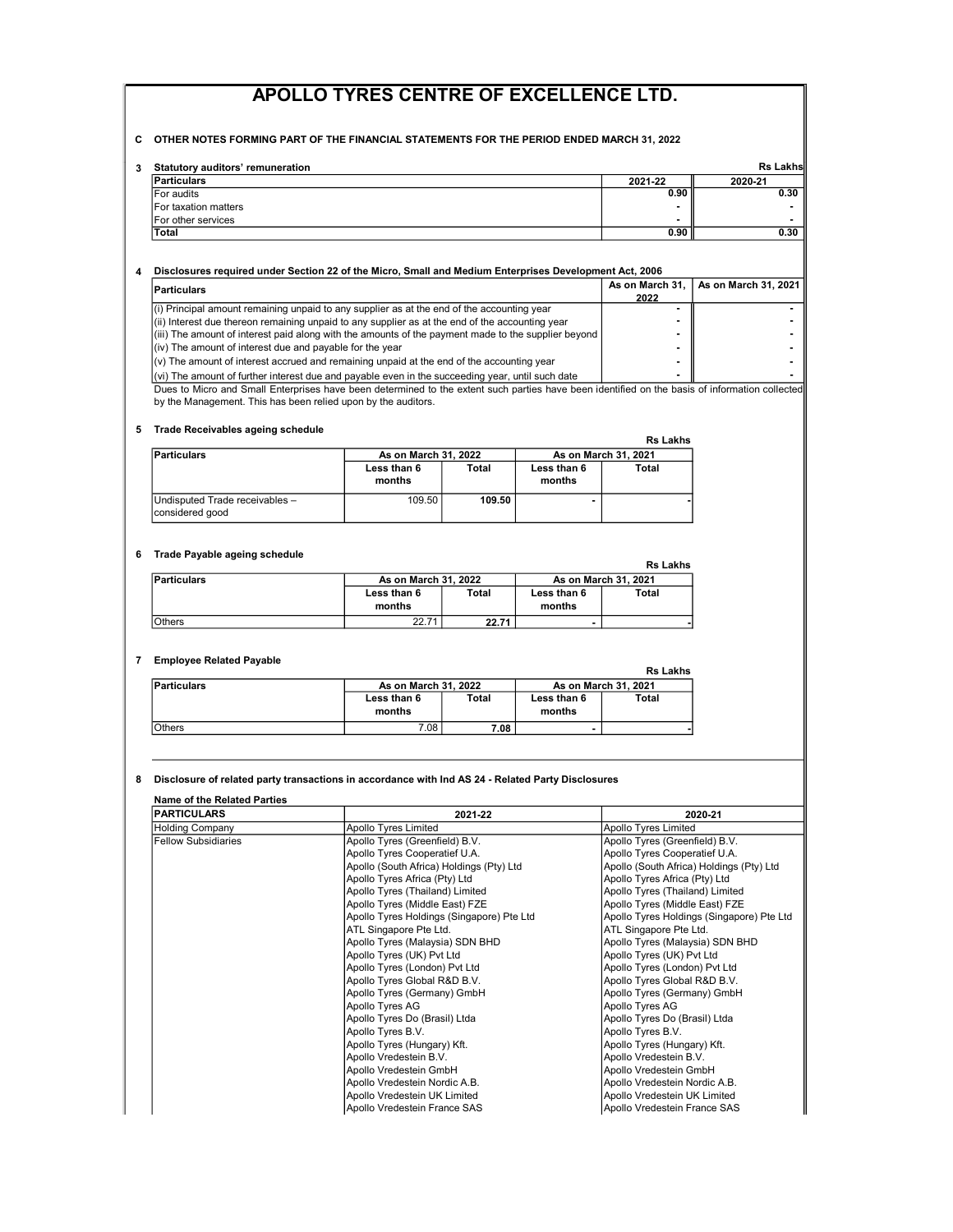# APOLLO TYRES CENTRE OF EXCELLENCE LTD.

**C OTHER NOTES FORMING PART OF THE FINANCIAL STATEMENTS FOR THE PERIOD ENDED MARCH 31, 2022**

**3 Statutory auditors' remuneration**

Rs Lakhs

| Particulars | 2021-22 | 2020-21 |
|---|---|---|
| For audits | 0.90 | 0.30 |
| For taxation matters | - | - |
| For other services | - | - |
| **Total** | **0.90** | **0.30** |

**4 Disclosures required under Section 22 of the Micro, Small and Medium Enterprises Development Act, 2006**

| Particulars | As on March 31, 2022 | As on March 31, 2021 |
|---|---|---|
| (i) Principal amount remaining unpaid to any supplier as at the end of the accounting year | - | - |
| (ii) Interest due thereon remaining unpaid to any supplier as at the end of the accounting year | - | - |
| (iii) The amount of interest paid along with the amounts of the payment made to the supplier beyond | - | - |
| (iv) The amount of interest due and payable for the year | - | - |
| (v) The amount of interest accrued and remaining unpaid at the end of the accounting year | - | - |
| (vi) The amount of further interest due and payable even in the succeeding year, until such date | - | - |

Dues to Micro and Small Enterprises have been determined to the extent such parties have been identified on the basis of information collected by the Management. This has been relied upon by the auditors.

**5 Trade Receivables ageing schedule**

Rs Lakhs

| Particulars | As on March 31, 2022 | | As on March 31, 2021 | |
|---|---|---|---|---|
| | Less than 6 months | Total | Less than 6 months | Total |
| Undisputed Trade receivables – considered good | 109.50 | **109.50** | - | - |

**6 Trade Payable ageing schedule**

Rs Lakhs

| Particulars | As on March 31, 2022 | | As on March 31, 2021 | |
|---|---|---|---|---|
| | Less than 6 months | Total | Less than 6 months | Total |
| Others | 22.71 | **22.71** | - | - |

**7 Employee Related Payable**

Rs Lakhs

| Particulars | As on March 31, 2022 | | As on March 31, 2021 | |
|---|---|---|---|---|
| | Less than 6 months | Total | Less than 6 months | Total |
| Others | 7.08 | **7.08** | - | - |

**8 Disclosure of related party transactions in accordance with Ind AS 24 - Related Party Disclosures**

**Name of the Related Parties**

| PARTICULARS | 2021-22 | 2020-21 |
|---|---|---|
| Holding Company | Apollo Tyres Limited | Apollo Tyres Limited |
| Fellow Subsidiaries | Apollo Tyres (Greenfield) B.V. | Apollo Tyres (Greenfield) B.V. |
| | Apollo Tyres Cooperatief U.A. | Apollo Tyres Cooperatief U.A. |
| | Apollo (South Africa) Holdings (Pty) Ltd | Apollo (South Africa) Holdings (Pty) Ltd |
| | Apollo Tyres Africa (Pty) Ltd | Apollo Tyres Africa (Pty) Ltd |
| | Apollo Tyres (Thailand) Limited | Apollo Tyres (Thailand) Limited |
| | Apollo Tyres (Middle East) FZE | Apollo Tyres (Middle East) FZE |
| | Apollo Tyres Holdings (Singapore) Pte Ltd | Apollo Tyres Holdings (Singapore) Pte Ltd |
| | ATL Singapore Pte Ltd. | ATL Singapore Pte Ltd. |
| | Apollo Tyres (Malaysia) SDN BHD | Apollo Tyres (Malaysia) SDN BHD |
| | Apollo Tyres (UK) Pvt Ltd | Apollo Tyres (UK) Pvt Ltd |
| | Apollo Tyres (London) Pvt Ltd | Apollo Tyres (London) Pvt Ltd |
| | Apollo Tyres Global R&D B.V. | Apollo Tyres Global R&D B.V. |
| | Apollo Tyres (Germany) GmbH | Apollo Tyres (Germany) GmbH |
| | Apollo Tyres AG | Apollo Tyres AG |
| | Apollo Tyres Do (Brasil) Ltda | Apollo Tyres Do (Brasil) Ltda |
| | Apollo Tyres B.V. | Apollo Tyres B.V. |
| | Apollo Tyres (Hungary) Kft. | Apollo Tyres (Hungary) Kft. |
| | Apollo Vredestein B.V. | Apollo Vredestein B.V. |
| | Apollo Vredestein GmbH | Apollo Vredestein GmbH |
| | Apollo Vredestein Nordic A.B. | Apollo Vredestein Nordic A.B. |
| | Apollo Vredestein UK Limited | Apollo Vredestein UK Limited |
| | Apollo Vredestein France SAS | Apollo Vredestein France SAS |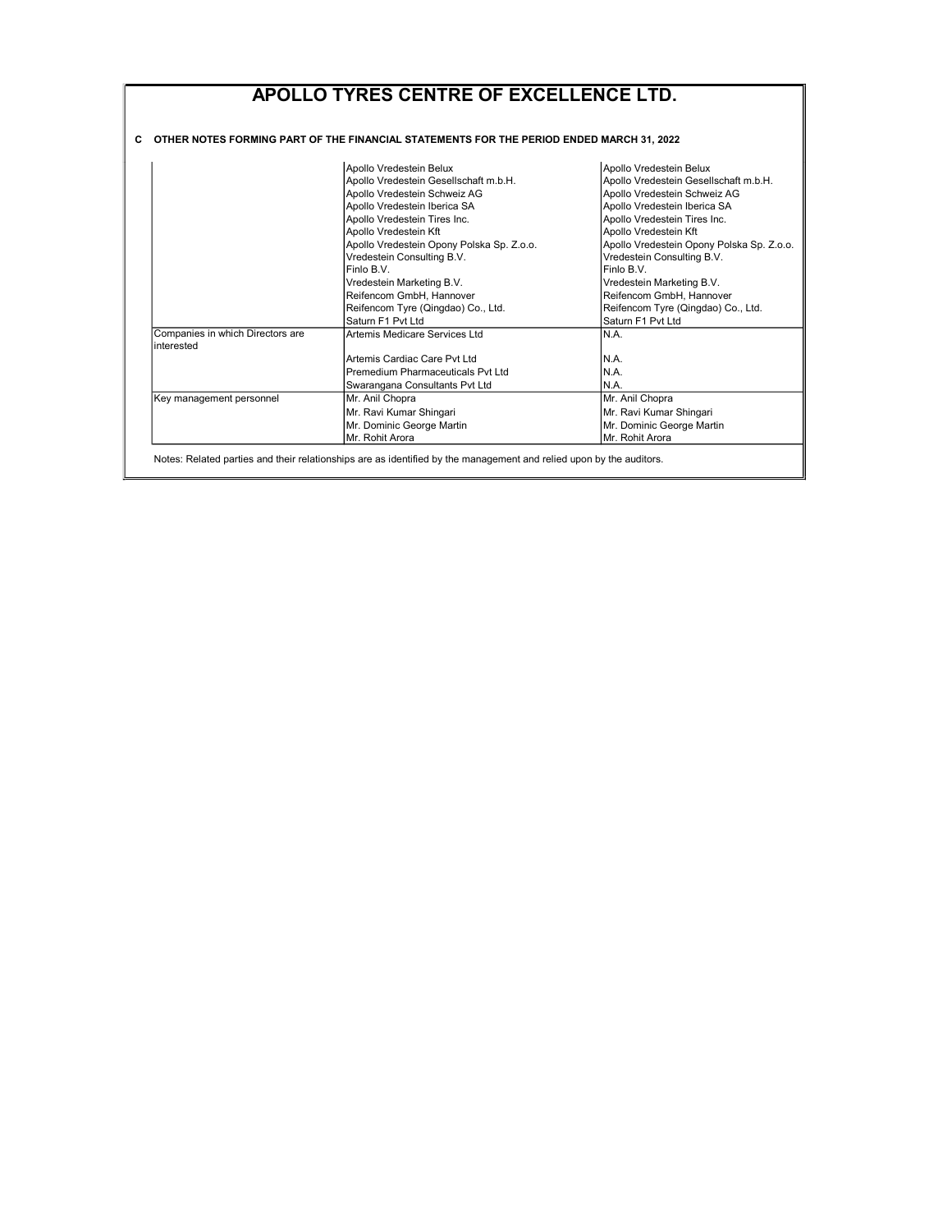# APOLLO TYRES CENTRE OF EXCELLENCE LTD.

**C OTHER NOTES FORMING PART OF THE FINANCIAL STATEMENTS FOR THE PERIOD ENDED MARCH 31, 2022**

| | | |
|---|---|---|
| | Apollo Vredestein Belux | Apollo Vredestein Belux |
| | Apollo Vredestein Gesellschaft m.b.H. | Apollo Vredestein Gesellschaft m.b.H. |
| | Apollo Vredestein Schweiz AG | Apollo Vredestein Schweiz AG |
| | Apollo Vredestein Iberica SA | Apollo Vredestein Iberica SA |
| | Apollo Vredestein Tires Inc. | Apollo Vredestein Tires Inc. |
| | Apollo Vredestein Kft | Apollo Vredestein Kft |
| | Apollo Vredestein Opony Polska Sp. Z.o.o. | Apollo Vredestein Opony Polska Sp. Z.o.o. |
| | Vredestein Consulting B.V. | Vredestein Consulting B.V. |
| | Finlo B.V. | Finlo B.V. |
| | Vredestein Marketing B.V. | Vredestein Marketing B.V. |
| | Reifencom GmbH, Hannover | Reifencom GmbH, Hannover |
| | Reifencom Tyre (Qingdao) Co., Ltd. | Reifencom Tyre (Qingdao) Co., Ltd. |
| | Saturn F1 Pvt Ltd | Saturn F1 Pvt Ltd |
| Companies in which Directors are interested | Artemis Medicare Services Ltd | N.A. |
| | Artemis Cardiac Care Pvt Ltd | N.A. |
| | Premedium Pharmaceuticals Pvt Ltd | N.A. |
| | Swarangana Consultants Pvt Ltd | N.A. |
| Key management personnel | Mr. Anil Chopra | Mr. Anil Chopra |
| | Mr. Ravi Kumar Shingari | Mr. Ravi Kumar Shingari |
| | Mr. Dominic George Martin | Mr. Dominic George Martin |
| | Mr. Rohit Arora | Mr. Rohit Arora |

Notes: Related parties and their relationships are as identified by the management and relied upon by the auditors.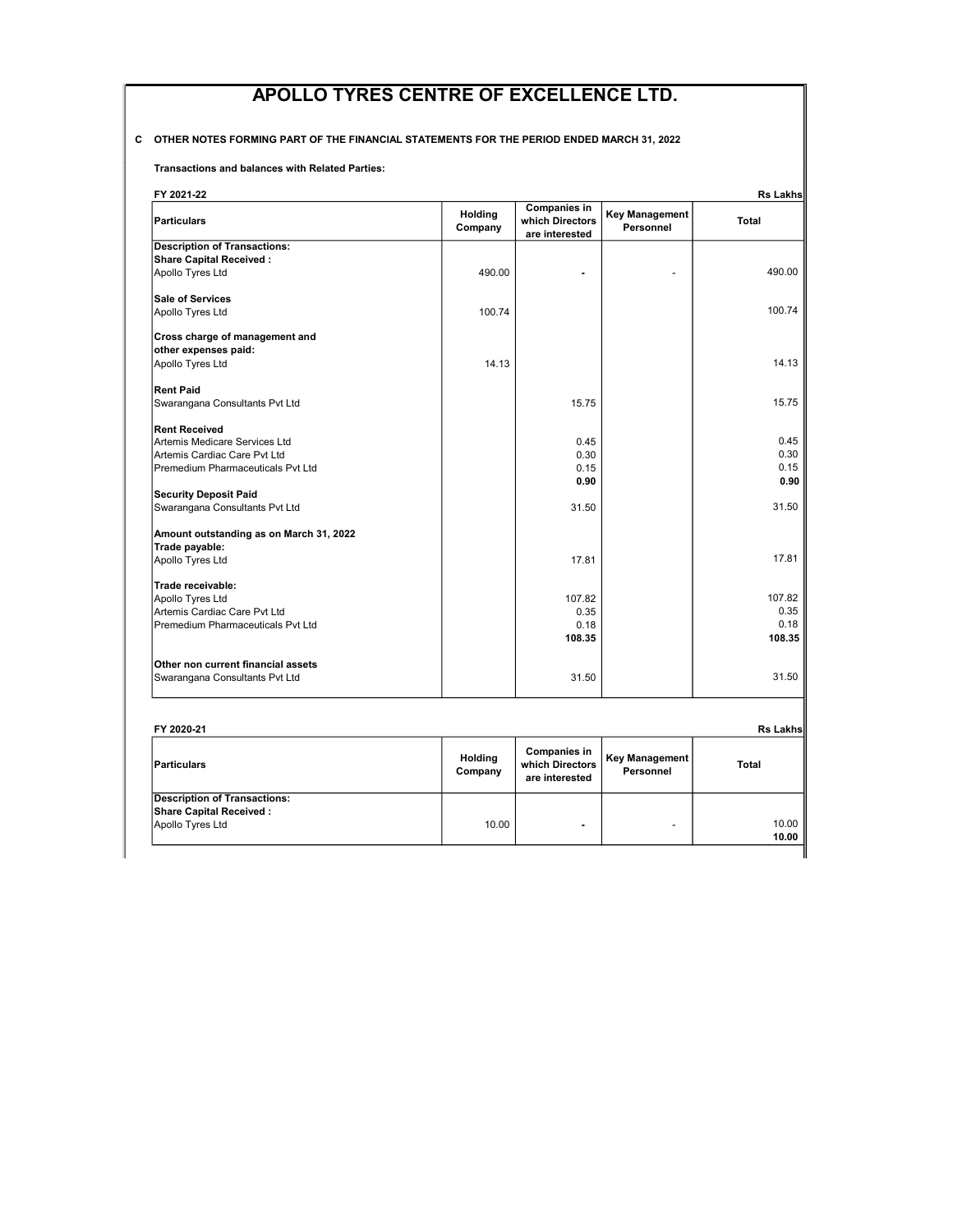# APOLLO TYRES CENTRE OF EXCELLENCE LTD.

**C OTHER NOTES FORMING PART OF THE FINANCIAL STATEMENTS FOR THE PERIOD ENDED MARCH 31, 2022**

**Transactions and balances with Related Parties:**

**FY 2021-22** — **Rs Lakhs**

| Particulars | Holding Company | Companies in which Directors are interested | Key Management Personnel | Total |
|---|---|---|---|---|
| **Description of Transactions:** | | | | |
| **Share Capital Received :** | | | | |
| Apollo Tyres Ltd | 490.00 | - | - | 490.00 |
| **Sale of Services** | | | | |
| Apollo Tyres Ltd | 100.74 | | | 100.74 |
| **Cross charge of management and other expenses paid:** | | | | |
| Apollo Tyres Ltd | 14.13 | | | 14.13 |
| **Rent Paid** | | | | |
| Swarangana Consultants Pvt Ltd | | 15.75 | | 15.75 |
| **Rent Received** | | | | |
| Artemis Medicare Services Ltd | | 0.45 | | 0.45 |
| Artemis Cardiac Care Pvt Ltd | | 0.30 | | 0.30 |
| Premedium Pharmaceuticals Pvt Ltd | | 0.15 | | 0.15 |
| | | **0.90** | | **0.90** |
| **Security Deposit Paid** | | | | |
| Swarangana Consultants Pvt Ltd | | 31.50 | | 31.50 |
| **Amount outstanding as on March 31, 2022** | | | | |
| **Trade payable:** | | | | |
| Apollo Tyres Ltd | | 17.81 | | 17.81 |
| **Trade receivable:** | | | | |
| Apollo Tyres Ltd | | 107.82 | | 107.82 |
| Artemis Cardiac Care Pvt Ltd | | 0.35 | | 0.35 |
| Premedium Pharmaceuticals Pvt Ltd | | 0.18 | | 0.18 |
| | | **108.35** | | **108.35** |
| **Other non current financial assets** | | | | |
| Swarangana Consultants Pvt Ltd | | 31.50 | | 31.50 |

**FY 2020-21** — **Rs Lakhs**

| Particulars | Holding Company | Companies in which Directors are interested | Key Management Personnel | Total |
|---|---|---|---|---|
| **Description of Transactions:** | | | | |
| **Share Capital Received :** | | | | |
| Apollo Tyres Ltd | 10.00 | - | - | 10.00 |
| | | | | **10.00** |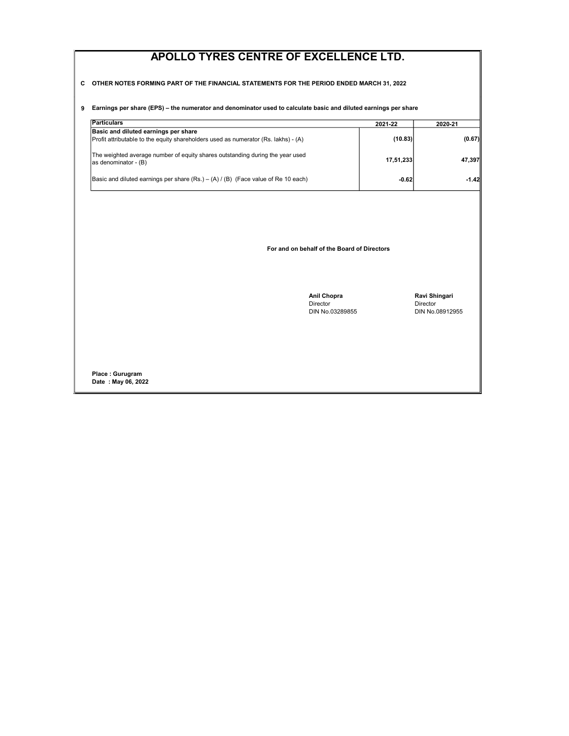# APOLLO TYRES CENTRE OF EXCELLENCE LTD.

**C OTHER NOTES FORMING PART OF THE FINANCIAL STATEMENTS FOR THE PERIOD ENDED MARCH 31, 2022**

**9 Earnings per share (EPS) – the numerator and denominator used to calculate basic and diluted earnings per share**

| Particulars | 2021-22 | 2020-21 |
|---|---|---|
| **Basic and diluted earnings per share** | | |
| Profit attributable to the equity shareholders used as numerator (Rs. lakhs) - (A) | **(10.83)** | **(0.67)** |
| The weighted average number of equity shares outstanding during the year used as denominator - (B) | **17,51,233** | **47,397** |
| Basic and diluted earnings per share (Rs.) – (A) / (B) (Face value of Re 10 each) | **-0.62** | **-1.42** |

**For and on behalf of the Board of Directors**

**Anil Chopra**
Director
DIN No.03289855

**Ravi Shingari**
Director
DIN No.08912955

**Place : Gurugram**
**Date : May 06, 2022**